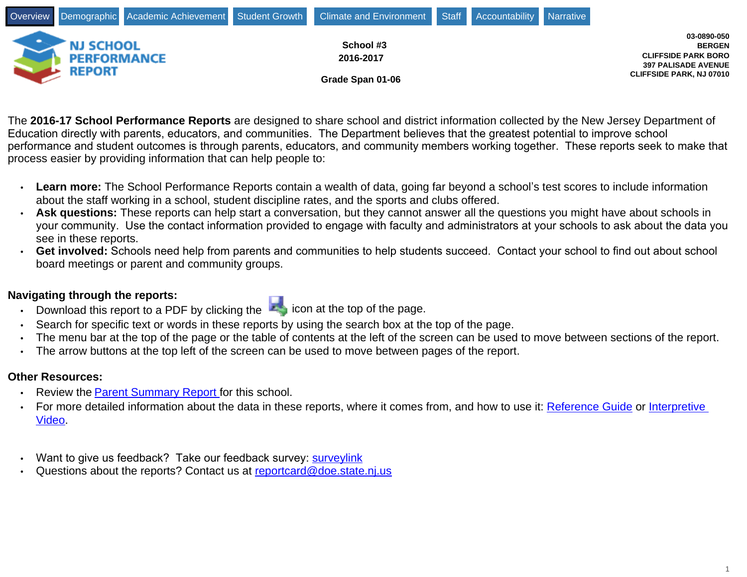Overview | Demographic | Academic Achievement | Student Growth | Climate and Environment | Staff | Accountability | Narrative

# NJ SCHOOL PERFORMANCE REPORT

**School #3**
**2016-2017**

**Grade Span 01-06**

**03-0890-050**
**BERGEN**
**CLIFFSIDE PARK BORO**
**397 PALISADE AVENUE**
**CLIFFSIDE PARK, NJ 07010**

The **2016-17 School Performance Reports** are designed to share school and district information collected by the New Jersey Department of Education directly with parents, educators, and communities. The Department believes that the greatest potential to improve school performance and student outcomes is through parents, educators, and community members working together. These reports seek to make that process easier by providing information that can help people to:

- **Learn more:** The School Performance Reports contain a wealth of data, going far beyond a school's test scores to include information about the staff working in a school, student discipline rates, and the sports and clubs offered.
- **Ask questions:** These reports can help start a conversation, but they cannot answer all the questions you might have about schools in your community. Use the contact information provided to engage with faculty and administrators at your schools to ask about the data you see in these reports.
- **Get involved:** Schools need help from parents and communities to help students succeed. Contact your school to find out about school board meetings or parent and community groups.

**Navigating through the reports:**

- Download this report to a PDF by clicking the icon at the top of the page.
- Search for specific text or words in these reports by using the search box at the top of the page.
- The menu bar at the top of the page or the table of contents at the left of the screen can be used to move between sections of the report.
- The arrow buttons at the top left of the screen can be used to move between pages of the report.

**Other Resources:**

- Review the Parent Summary Report for this school.
- For more detailed information about the data in these reports, where it comes from, and how to use it: Reference Guide or Interpretive Video.

- Want to give us feedback? Take our feedback survey: surveylink
- Questions about the reports? Contact us at reportcard@doe.state.nj.us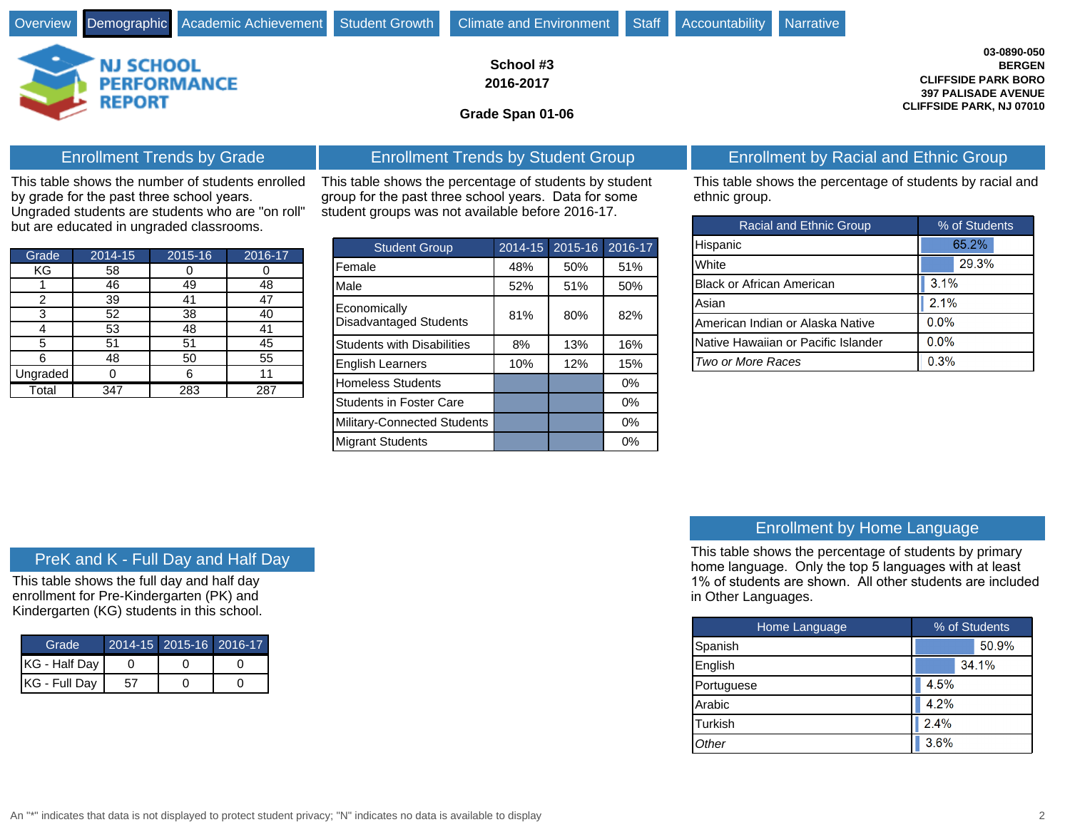Overview | Demographic | Academic Achievement | Student Growth | Climate and Environment | Staff | Accountability | Narrative

# NJ SCHOOL PERFORMANCE REPORT

**School #3**
**2016-2017**

**Grade Span 01-06**

**03-0890-050**
**BERGEN**
**CLIFFSIDE PARK BORO**
**397 PALISADE AVENUE**
**CLIFFSIDE PARK, NJ 07010**

## Enrollment Trends by Grade

This table shows the number of students enrolled by grade for the past three school years. Ungraded students are students who are "on roll" but are educated in ungraded classrooms.

| Grade | 2014-15 | 2015-16 | 2016-17 |
|---|---|---|---|
| KG | 58 | 0 | 0 |
| 1 | 46 | 49 | 48 |
| 2 | 39 | 41 | 47 |
| 3 | 52 | 38 | 40 |
| 4 | 53 | 48 | 41 |
| 5 | 51 | 51 | 45 |
| 6 | 48 | 50 | 55 |
| Ungraded | 0 | 6 | 11 |
| Total | 347 | 283 | 287 |

## Enrollment Trends by Student Group

This table shows the percentage of students by student group for the past three school years. Data for some student groups was not available before 2016-17.

| Student Group | 2014-15 | 2015-16 | 2016-17 |
|---|---|---|---|
| Female | 48% | 50% | 51% |
| Male | 52% | 51% | 50% |
| Economically Disadvantaged Students | 81% | 80% | 82% |
| Students with Disabilities | 8% | 13% | 16% |
| English Learners | 10% | 12% | 15% |
| Homeless Students | | | 0% |
| Students in Foster Care | | | 0% |
| Military-Connected Students | | | 0% |
| Migrant Students | | | 0% |

## Enrollment by Racial and Ethnic Group

This table shows the percentage of students by racial and ethnic group.

| Racial and Ethnic Group | % of Students |
|---|---|
| Hispanic | 65.2% |
| White | 29.3% |
| Black or African American | 3.1% |
| Asian | 2.1% |
| American Indian or Alaska Native | 0.0% |
| Native Hawaiian or Pacific Islander | 0.0% |
| *Two or More Races* | 0.3% |

## PreK and K - Full Day and Half Day

This table shows the full day and half day enrollment for Pre-Kindergarten (PK) and Kindergarten (KG) students in this school.

| Grade | 2014-15 | 2015-16 | 2016-17 |
|---|---|---|---|
| KG - Half Day | 0 | 0 | 0 |
| KG - Full Day | 57 | 0 | 0 |

## Enrollment by Home Language

This table shows the percentage of students by primary home language. Only the top 5 languages with at least 1% of students are shown. All other students are included in Other Languages.

| Home Language | % of Students |
|---|---|
| Spanish | 50.9% |
| English | 34.1% |
| Portuguese | 4.5% |
| Arabic | 4.2% |
| Turkish | 2.4% |
| *Other* | 3.6% |

An "*" indicates that data is not displayed to protect student privacy; "N" indicates no data is available to display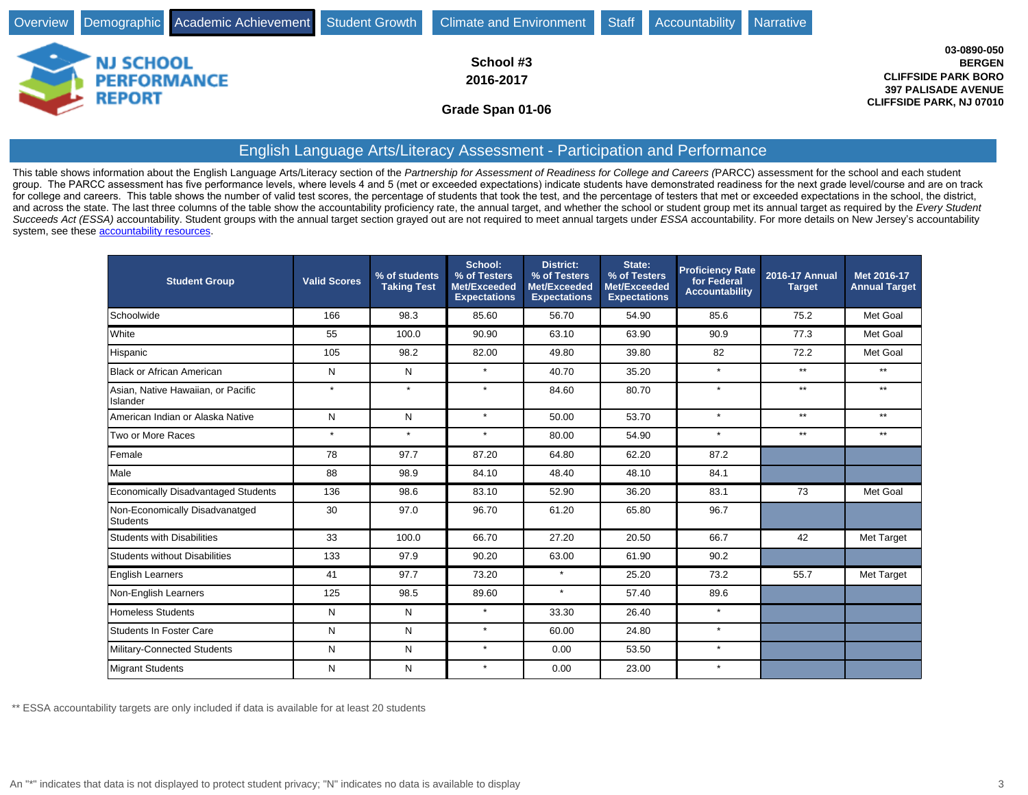Overview | Demographic | Academic Achievement | Student Growth | Climate and Environment | Staff | Accountability | Narrative

**NJ SCHOOL PERFORMANCE REPORT**

**School #3**
**2016-2017**

**Grade Span 01-06**

**03-0890-050**
**BERGEN**
**CLIFFSIDE PARK BORO**
**397 PALISADE AVENUE**
**CLIFFSIDE PARK, NJ 07010**

## English Language Arts/Literacy Assessment - Participation and Performance

This table shows information about the English Language Arts/Literacy section of the *Partnership for Assessment of Readiness for College and Careers (*PARCC) assessment for the school and each student group. The PARCC assessment has five performance levels, where levels 4 and 5 (met or exceeded expectations) indicate students have demonstrated readiness for the next grade level/course and are on track for college and careers. This table shows the number of valid test scores, the percentage of students that took the test, and the percentage of testers that met or exceeded expectations in the school, the district, and across the state. The last three columns of the table show the accountability proficiency rate, the annual target, and whether the school or student group met its annual target as required by the *Every Student Succeeds Act (ESSA)* accountability. Student groups with the annual target section grayed out are not required to meet annual targets under *ESSA* accountability. For more details on New Jersey's accountability system, see these accountability resources.

| Student Group | Valid Scores | % of students Taking Test | School: % of Testers Met/Exceeded Expectations | District: % of Testers Met/Exceeded Expectations | State: % of Testers Met/Exceeded Expectations | Proficiency Rate for Federal Accountability | 2016-17 Annual Target | Met 2016-17 Annual Target |
|---|---|---|---|---|---|---|---|---|
| Schoolwide | 166 | 98.3 | 85.60 | 56.70 | 54.90 | 85.6 | 75.2 | Met Goal |
| White | 55 | 100.0 | 90.90 | 63.10 | 63.90 | 90.9 | 77.3 | Met Goal |
| Hispanic | 105 | 98.2 | 82.00 | 49.80 | 39.80 | 82 | 72.2 | Met Goal |
| Black or African American | N | N | * | 40.70 | 35.20 | * | ** | ** |
| Asian, Native Hawaiian, or Pacific Islander | * | * | * | 84.60 | 80.70 | * | ** | ** |
| American Indian or Alaska Native | N | N | * | 50.00 | 53.70 | * | ** | ** |
| Two or More Races | * | * | * | 80.00 | 54.90 | * | ** | ** |
| Female | 78 | 97.7 | 87.20 | 64.80 | 62.20 | 87.2 | | |
| Male | 88 | 98.9 | 84.10 | 48.40 | 48.10 | 84.1 | | |
| Economically Disadvantaged Students | 136 | 98.6 | 83.10 | 52.90 | 36.20 | 83.1 | 73 | Met Goal |
| Non-Economically Disadvanatged Students | 30 | 97.0 | 96.70 | 61.20 | 65.80 | 96.7 | | |
| Students with Disabilities | 33 | 100.0 | 66.70 | 27.20 | 20.50 | 66.7 | 42 | Met Target |
| Students without Disabilities | 133 | 97.9 | 90.20 | 63.00 | 61.90 | 90.2 | | |
| English Learners | 41 | 97.7 | 73.20 | * | 25.20 | 73.2 | 55.7 | Met Target |
| Non-English Learners | 125 | 98.5 | 89.60 | * | 57.40 | 89.6 | | |
| Homeless Students | N | N | * | 33.30 | 26.40 | * | | |
| Students In Foster Care | N | N | * | 60.00 | 24.80 | * | | |
| Military-Connected Students | N | N | * | 0.00 | 53.50 | * | | |
| Migrant Students | N | N | * | 0.00 | 23.00 | * | | |

** ESSA accountability targets are only included if data is available for at least 20 students

An "*" indicates that data is not displayed to protect student privacy; "N" indicates no data is available to display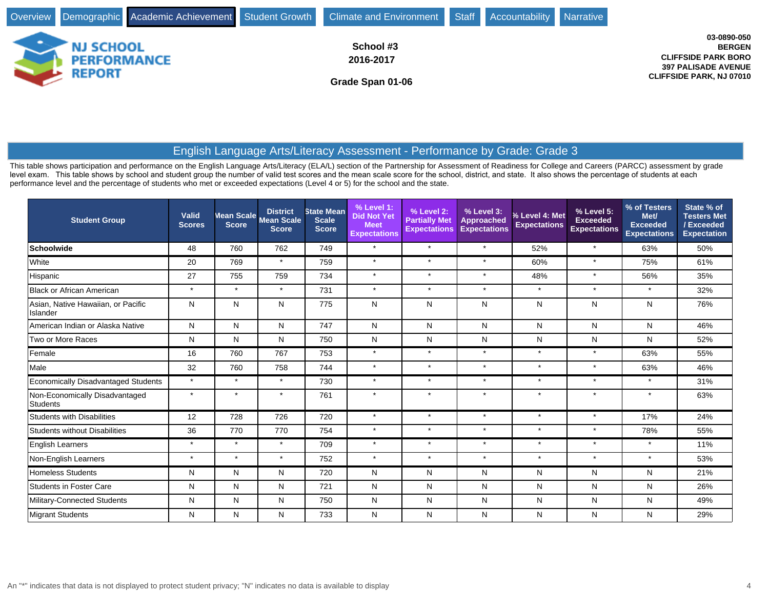Overview | Demographic | Academic Achievement | Student Growth | Climate and Environment | Staff | Accountability | Narrative

**NJ SCHOOL PERFORMANCE REPORT**

**School #3**
**2016-2017**

**Grade Span 01-06**

**03-0890-050**
**BERGEN**
**CLIFFSIDE PARK BORO**
**397 PALISADE AVENUE**
**CLIFFSIDE PARK, NJ 07010**

## English Language Arts/Literacy Assessment - Performance by Grade: Grade 3

This table shows participation and performance on the English Language Arts/Literacy (ELA/L) section of the Partnership for Assessment of Readiness for College and Careers (PARCC) assessment by grade level exam. This table shows by school and student group the number of valid test scores and the mean scale score for the school, district, and state. It also shows the percentage of students at each performance level and the percentage of students who met or exceeded expectations (Level 4 or 5) for the school and the state.

| Student Group | Valid Scores | Mean Scale Score | District Mean Scale Score | State Mean Scale Score | % Level 1: Did Not Yet Meet Expectations | % Level 2: Partially Met Expectations | % Level 3: Approached Expectations | % Level 4: Met Expectations | % Level 5: Exceeded Expectations | % of Testers Met/ Exceeded Expectations | State % of Testers Met / Exceeded Expectation |
|---|---|---|---|---|---|---|---|---|---|---|---|
| **Schoolwide** | 48 | 760 | 762 | 749 | * | * | * | 52% | * | 63% | 50% |
| White | 20 | 769 | * | 759 | * | * | * | 60% | * | 75% | 61% |
| Hispanic | 27 | 755 | 759 | 734 | * | * | * | 48% | * | 56% | 35% |
| Black or African American | * | * | * | 731 | * | * | * | * | * | * | 32% |
| Asian, Native Hawaiian, or Pacific Islander | N | N | N | 775 | N | N | N | N | N | N | 76% |
| American Indian or Alaska Native | N | N | N | 747 | N | N | N | N | N | N | 46% |
| Two or More Races | N | N | N | 750 | N | N | N | N | N | N | 52% |
| Female | 16 | 760 | 767 | 753 | * | * | * | * | * | 63% | 55% |
| Male | 32 | 760 | 758 | 744 | * | * | * | * | * | 63% | 46% |
| Economically Disadvantaged Students | * | * | * | 730 | * | * | * | * | * | * | 31% |
| Non-Economically Disadvantaged Students | * | * | * | 761 | * | * | * | * | * | * | 63% |
| Students with Disabilities | 12 | 728 | 726 | 720 | * | * | * | * | * | 17% | 24% |
| Students without Disabilities | 36 | 770 | 770 | 754 | * | * | * | * | * | 78% | 55% |
| English Learners | * | * | * | 709 | * | * | * | * | * | * | 11% |
| Non-English Learners | * | * | * | 752 | * | * | * | * | * | * | 53% |
| Homeless Students | N | N | N | 720 | N | N | N | N | N | N | 21% |
| Students in Foster Care | N | N | N | 721 | N | N | N | N | N | N | 26% |
| Military-Connected Students | N | N | N | 750 | N | N | N | N | N | N | 49% |
| Migrant Students | N | N | N | 733 | N | N | N | N | N | N | 29% |

An "*" indicates that data is not displayed to protect student privacy; "N" indicates no data is available to display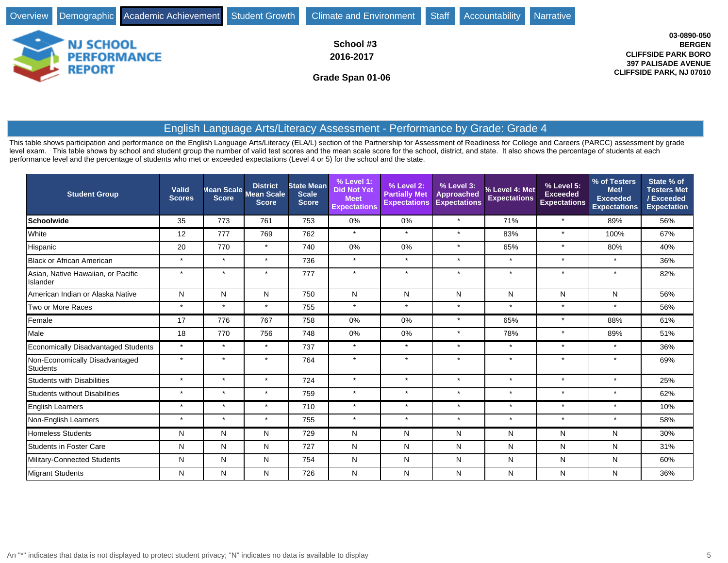Overview | Demographic | Academic Achievement | Student Growth | Climate and Environment | Staff | Accountability | Narrative

**NJ SCHOOL PERFORMANCE REPORT**

**School #3**
**2016-2017**

**Grade Span 01-06**

**03-0890-050**
**BERGEN**
**CLIFFSIDE PARK BORO**
**397 PALISADE AVENUE**
**CLIFFSIDE PARK, NJ 07010**

## English Language Arts/Literacy Assessment - Performance by Grade: Grade 4

This table shows participation and performance on the English Language Arts/Literacy (ELA/L) section of the Partnership for Assessment of Readiness for College and Careers (PARCC) assessment by grade level exam. This table shows by school and student group the number of valid test scores and the mean scale score for the school, district, and state. It also shows the percentage of students at each performance level and the percentage of students who met or exceeded expectations (Level 4 or 5) for the school and the state.

| Student Group | Valid Scores | Mean Scale Score | District Mean Scale Score | State Mean Scale Score | % Level 1: Did Not Yet Meet Expectations | % Level 2: Partially Met Expectations | % Level 3: Approached Expectations | % Level 4: Met Expectations | % Level 5: Exceeded Expectations | % of Testers Met/ Exceeded Expectations | State % of Testers Met / Exceeded Expectation |
|---|---|---|---|---|---|---|---|---|---|---|---|
| **Schoolwide** | 35 | 773 | 761 | 753 | 0% | 0% | * | 71% | * | 89% | 56% |
| White | 12 | 777 | 769 | 762 | * | * | * | 83% | * | 100% | 67% |
| Hispanic | 20 | 770 | * | 740 | 0% | 0% | * | 65% | * | 80% | 40% |
| Black or African American | * | * | * | 736 | * | * | * | * | * | * | 36% |
| Asian, Native Hawaiian, or Pacific Islander | * | * | * | 777 | * | * | * | * | * | * | 82% |
| American Indian or Alaska Native | N | N | N | 750 | N | N | N | N | N | N | 56% |
| Two or More Races | * | * | * | 755 | * | * | * | * | * | * | 56% |
| Female | 17 | 776 | 767 | 758 | 0% | 0% | * | 65% | * | 88% | 61% |
| Male | 18 | 770 | 756 | 748 | 0% | 0% | * | 78% | * | 89% | 51% |
| Economically Disadvantaged Students | * | * | * | 737 | * | * | * | * | * | * | 36% |
| Non-Economically Disadvantaged Students | * | * | * | 764 | * | * | * | * | * | * | 69% |
| Students with Disabilities | * | * | * | 724 | * | * | * | * | * | * | 25% |
| Students without Disabilities | * | * | * | 759 | * | * | * | * | * | * | 62% |
| English Learners | * | * | * | 710 | * | * | * | * | * | * | 10% |
| Non-English Learners | * | * | * | 755 | * | * | * | * | * | * | 58% |
| Homeless Students | N | N | N | 729 | N | N | N | N | N | N | 30% |
| Students in Foster Care | N | N | N | 727 | N | N | N | N | N | N | 31% |
| Military-Connected Students | N | N | N | 754 | N | N | N | N | N | N | 60% |
| Migrant Students | N | N | N | 726 | N | N | N | N | N | N | 36% |

An "*" indicates that data is not displayed to protect student privacy; "N" indicates no data is available to display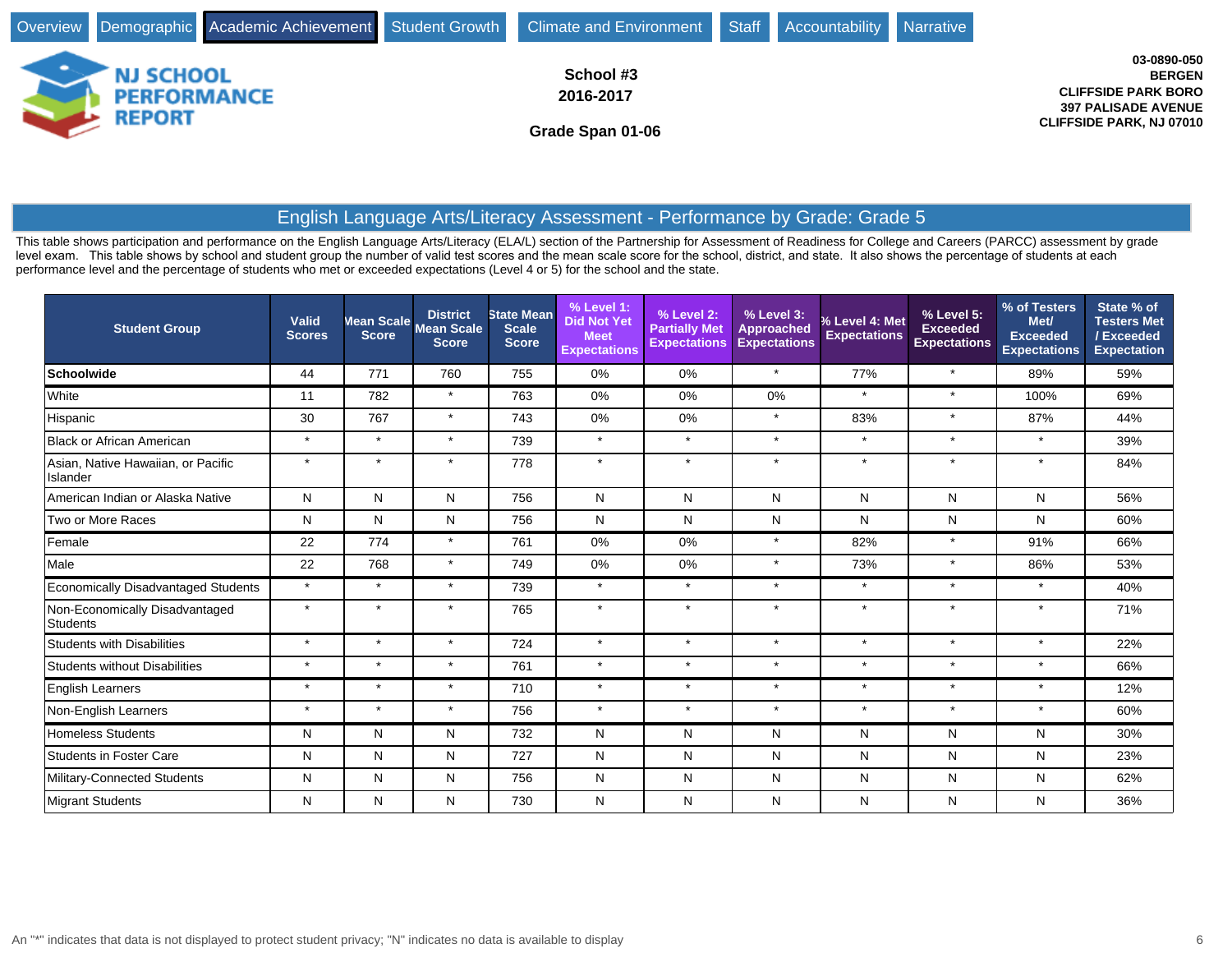Overview | Demographic | Academic Achievement | Student Growth | Climate and Environment | Staff | Accountability | Narrative

**NJ SCHOOL PERFORMANCE REPORT**

**School #3**
**2016-2017**

**Grade Span 01-06**

**03-0890-050**
**BERGEN**
**CLIFFSIDE PARK BORO**
**397 PALISADE AVENUE**
**CLIFFSIDE PARK, NJ 07010**

## English Language Arts/Literacy Assessment - Performance by Grade: Grade 5

This table shows participation and performance on the English Language Arts/Literacy (ELA/L) section of the Partnership for Assessment of Readiness for College and Careers (PARCC) assessment by grade level exam. This table shows by school and student group the number of valid test scores and the mean scale score for the school, district, and state. It also shows the percentage of students at each performance level and the percentage of students who met or exceeded expectations (Level 4 or 5) for the school and the state.

| Student Group | Valid Scores | Mean Scale Score | District Mean Scale Score | State Mean Scale Score | % Level 1: Did Not Yet Meet Expectations | % Level 2: Partially Met Expectations | % Level 3: Approached Expectations | % Level 4: Met Expectations | % Level 5: Exceeded Expectations | % of Testers Met/ Exceeded Expectations | State % of Testers Met / Exceeded Expectation |
|---|---|---|---|---|---|---|---|---|---|---|---|
| **Schoolwide** | 44 | 771 | 760 | 755 | 0% | 0% | * | 77% | * | 89% | 59% |
| White | 11 | 782 | * | 763 | 0% | 0% | 0% | * | * | 100% | 69% |
| Hispanic | 30 | 767 | * | 743 | 0% | 0% | * | 83% | * | 87% | 44% |
| Black or African American | * | * | * | 739 | * | * | * | * | * | * | 39% |
| Asian, Native Hawaiian, or Pacific Islander | * | * | * | 778 | * | * | * | * | * | * | 84% |
| American Indian or Alaska Native | N | N | N | 756 | N | N | N | N | N | N | 56% |
| Two or More Races | N | N | N | 756 | N | N | N | N | N | N | 60% |
| Female | 22 | 774 | * | 761 | 0% | 0% | * | 82% | * | 91% | 66% |
| Male | 22 | 768 | * | 749 | 0% | 0% | * | 73% | * | 86% | 53% |
| Economically Disadvantaged Students | * | * | * | 739 | * | * | * | * | * | * | 40% |
| Non-Economically Disadvantaged Students | * | * | * | 765 | * | * | * | * | * | * | 71% |
| Students with Disabilities | * | * | * | 724 | * | * | * | * | * | * | 22% |
| Students without Disabilities | * | * | * | 761 | * | * | * | * | * | * | 66% |
| English Learners | * | * | * | 710 | * | * | * | * | * | * | 12% |
| Non-English Learners | * | * | * | 756 | * | * | * | * | * | * | 60% |
| Homeless Students | N | N | N | 732 | N | N | N | N | N | N | 30% |
| Students in Foster Care | N | N | N | 727 | N | N | N | N | N | N | 23% |
| Military-Connected Students | N | N | N | 756 | N | N | N | N | N | N | 62% |
| Migrant Students | N | N | N | 730 | N | N | N | N | N | N | 36% |

An "*" indicates that data is not displayed to protect student privacy; "N" indicates no data is available to display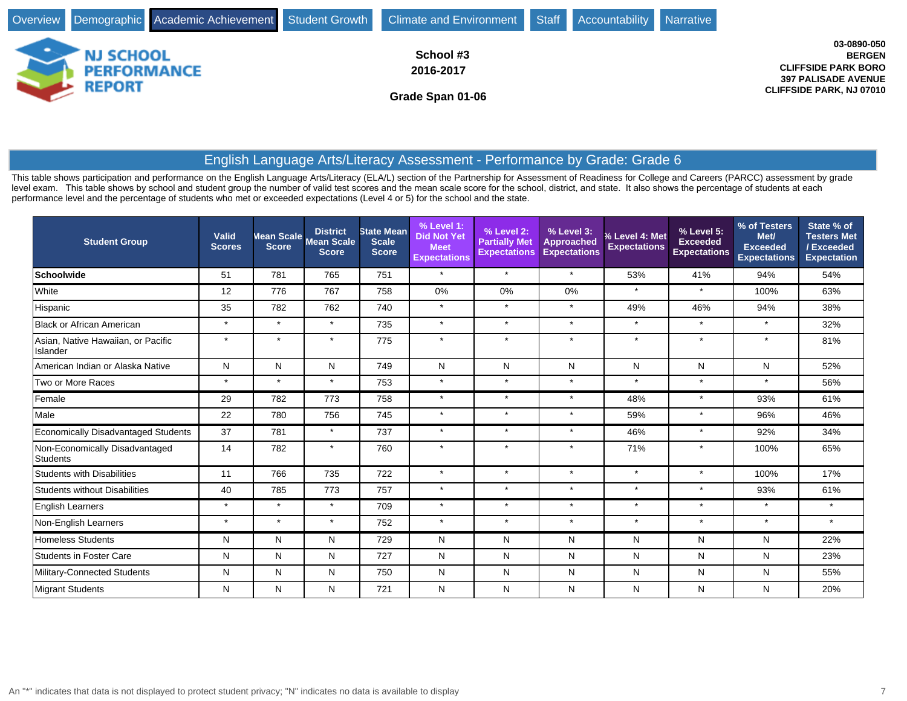Overview | Demographic | Academic Achievement | Student Growth | Climate and Environment | Staff | Accountability | Narrative

**NJ SCHOOL PERFORMANCE REPORT**

**School #3**
**2016-2017**

**Grade Span 01-06**

**03-0890-050**
**BERGEN**
**CLIFFSIDE PARK BORO**
**397 PALISADE AVENUE**
**CLIFFSIDE PARK, NJ 07010**

## English Language Arts/Literacy Assessment - Performance by Grade: Grade 6

This table shows participation and performance on the English Language Arts/Literacy (ELA/L) section of the Partnership for Assessment of Readiness for College and Careers (PARCC) assessment by grade level exam. This table shows by school and student group the number of valid test scores and the mean scale score for the school, district, and state. It also shows the percentage of students at each performance level and the percentage of students who met or exceeded expectations (Level 4 or 5) for the school and the state.

| Student Group | Valid Scores | Mean Scale Score | District Mean Scale Score | State Mean Scale Score | % Level 1: Did Not Yet Meet Expectations | % Level 2: Partially Met Expectations | % Level 3: Approached Expectations | % Level 4: Met Expectations | % Level 5: Exceeded Expectations | % of Testers Met/ Exceeded Expectations | State % of Testers Met / Exceeded Expectation |
|---|---|---|---|---|---|---|---|---|---|---|---|
| **Schoolwide** | 51 | 781 | 765 | 751 | * | * | * | 53% | 41% | 94% | 54% |
| White | 12 | 776 | 767 | 758 | 0% | 0% | 0% | * | * | 100% | 63% |
| Hispanic | 35 | 782 | 762 | 740 | * | * | * | 49% | 46% | 94% | 38% |
| Black or African American | * | * | * | 735 | * | * | * | * | * | * | 32% |
| Asian, Native Hawaiian, or Pacific Islander | * | * | * | 775 | * | * | * | * | * | * | 81% |
| American Indian or Alaska Native | N | N | N | 749 | N | N | N | N | N | N | 52% |
| Two or More Races | * | * | * | 753 | * | * | * | * | * | * | 56% |
| Female | 29 | 782 | 773 | 758 | * | * | * | 48% | * | 93% | 61% |
| Male | 22 | 780 | 756 | 745 | * | * | * | 59% | * | 96% | 46% |
| Economically Disadvantaged Students | 37 | 781 | * | 737 | * | * | * | 46% | * | 92% | 34% |
| Non-Economically Disadvantaged Students | 14 | 782 | * | 760 | * | * | * | 71% | * | 100% | 65% |
| Students with Disabilities | 11 | 766 | 735 | 722 | * | * | * | * | * | 100% | 17% |
| Students without Disabilities | 40 | 785 | 773 | 757 | * | * | * | * | * | 93% | 61% |
| English Learners | * | * | * | 709 | * | * | * | * | * | * | * |
| Non-English Learners | * | * | * | 752 | * | * | * | * | * | * | * |
| Homeless Students | N | N | N | 729 | N | N | N | N | N | N | 22% |
| Students in Foster Care | N | N | N | 727 | N | N | N | N | N | N | 23% |
| Military-Connected Students | N | N | N | 750 | N | N | N | N | N | N | 55% |
| Migrant Students | N | N | N | 721 | N | N | N | N | N | N | 20% |

An "*" indicates that data is not displayed to protect student privacy; "N" indicates no data is available to display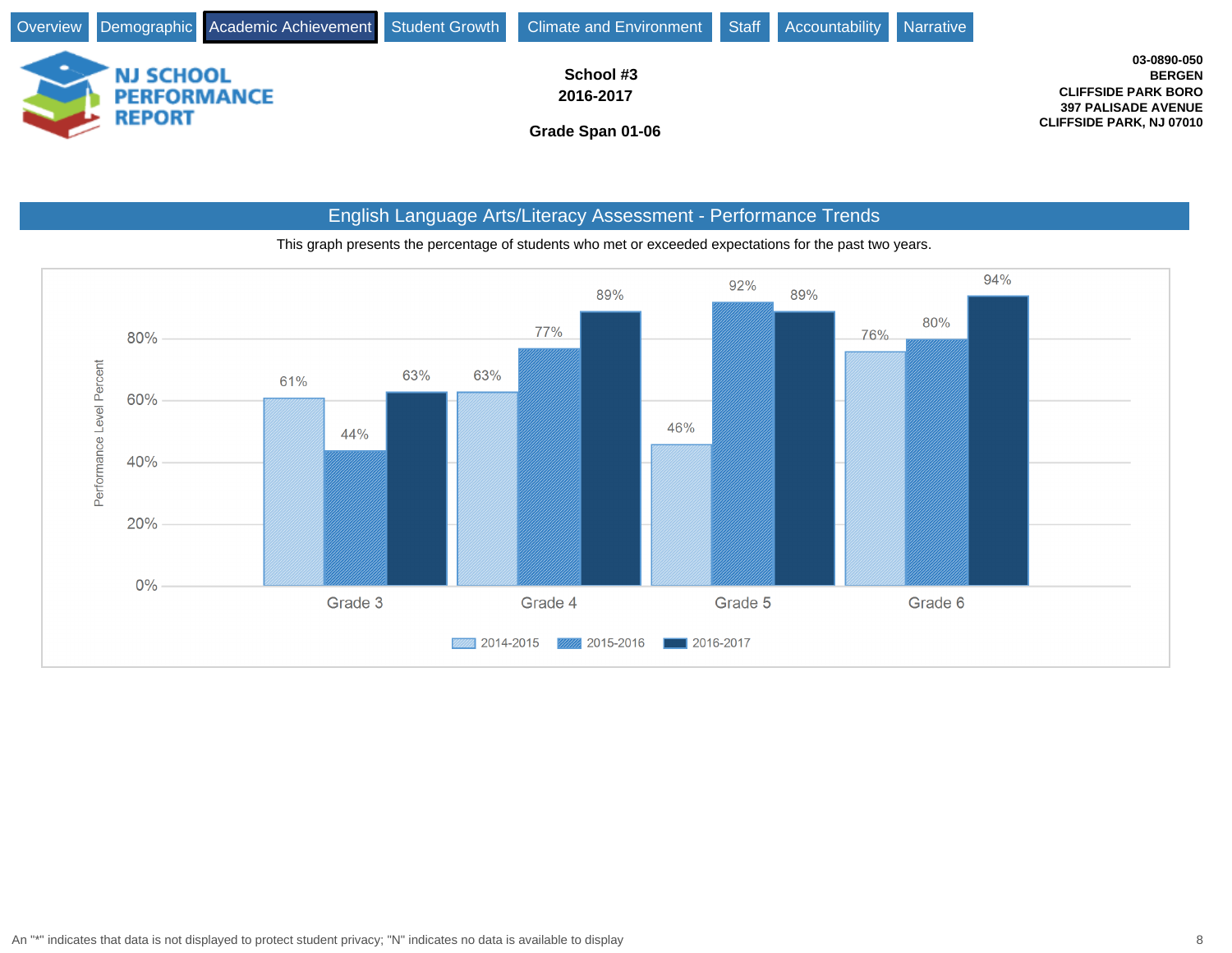Overview | Demographic | Academic Achievement | Student Growth | Climate and Environment | Staff | Accountability | Narrative

**NJ SCHOOL PERFORMANCE REPORT**

**School #3**
**2016-2017**

**Grade Span 01-06**

**03-0890-050**
**BERGEN**
**CLIFFSIDE PARK BORO**
**397 PALISADE AVENUE**
**CLIFFSIDE PARK, NJ 07010**

## English Language Arts/Literacy Assessment - Performance Trends

This graph presents the percentage of students who met or exceeded expectations for the past two years.

| Grade | 2014-2015 | 2015-2016 | 2016-2017 |
|---|---|---|---|
| Grade 3 | 61% | 44% | 63% |
| Grade 4 | 63% | 77% | 89% |
| Grade 5 | 46% | 92% | 89% |
| Grade 6 | 76% | 80% | 94% |

An "*" indicates that data is not displayed to protect student privacy; "N" indicates no data is available to display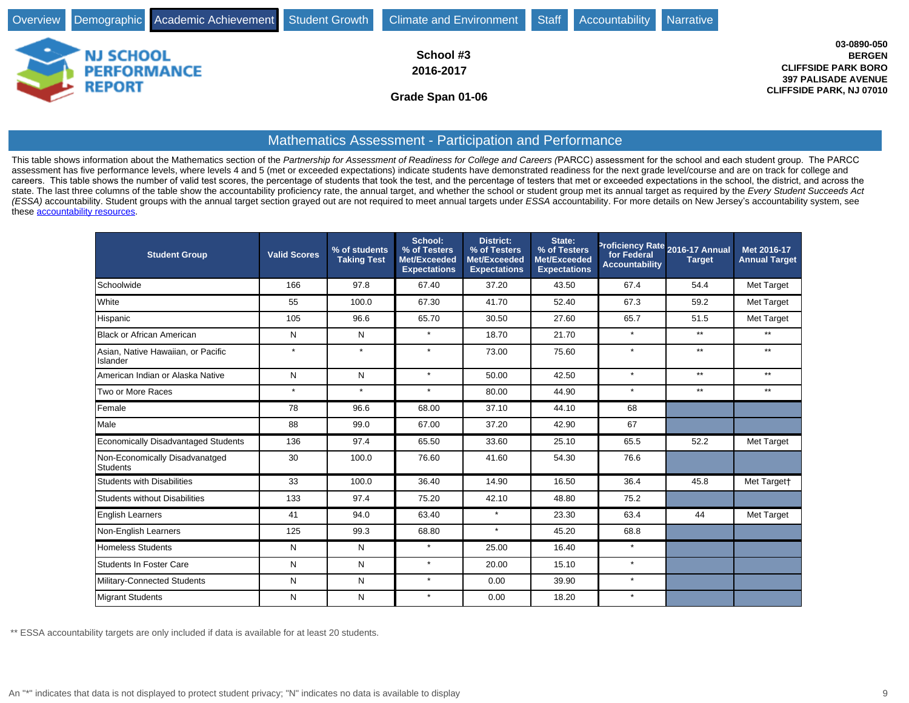Overview | Demographic | Academic Achievement | Student Growth | Climate and Environment | Staff | Accountability | Narrative

NJ SCHOOL PERFORMANCE REPORT

**School #3**
**2016-2017**

**Grade Span 01-06**

**03-0890-050**
**BERGEN**
**CLIFFSIDE PARK BORO**
**397 PALISADE AVENUE**
**CLIFFSIDE PARK, NJ 07010**

## Mathematics Assessment - Participation and Performance

This table shows information about the Mathematics section of the *Partnership for Assessment of Readiness for College and Careers (*PARCC) assessment for the school and each student group. The PARCC assessment has five performance levels, where levels 4 and 5 (met or exceeded expectations) indicate students have demonstrated readiness for the next grade level/course and are on track for college and careers. This table shows the number of valid test scores, the percentage of students that took the test, and the percentage of testers that met or exceeded expectations in the school, the district, and across the state. The last three columns of the table show the accountability proficiency rate, the annual target, and whether the school or student group met its annual target as required by the *Every Student Succeeds Act (ESSA)* accountability. Student groups with the annual target section grayed out are not required to meet annual targets under *ESSA* accountability. For more details on New Jersey's accountability system, see these accountability resources.

| Student Group | Valid Scores | % of students Taking Test | School: % of Testers Met/Exceeded Expectations | District: % of Testers Met/Exceeded Expectations | State: % of Testers Met/Exceeded Expectations | Proficiency Rate for Federal Accountability | 2016-17 Annual Target | Met 2016-17 Annual Target |
|---|---|---|---|---|---|---|---|---|
| Schoolwide | 166 | 97.8 | 67.40 | 37.20 | 43.50 | 67.4 | 54.4 | Met Target |
| White | 55 | 100.0 | 67.30 | 41.70 | 52.40 | 67.3 | 59.2 | Met Target |
| Hispanic | 105 | 96.6 | 65.70 | 30.50 | 27.60 | 65.7 | 51.5 | Met Target |
| Black or African American | N | N | * | 18.70 | 21.70 | * | ** | ** |
| Asian, Native Hawaiian, or Pacific Islander | * | * | * | 73.00 | 75.60 | * | ** | ** |
| American Indian or Alaska Native | N | N | * | 50.00 | 42.50 | * | ** | ** |
| Two or More Races | * | * | * | 80.00 | 44.90 | * | ** | ** |
| Female | 78 | 96.6 | 68.00 | 37.10 | 44.10 | 68 | | |
| Male | 88 | 99.0 | 67.00 | 37.20 | 42.90 | 67 | | |
| Economically Disadvantaged Students | 136 | 97.4 | 65.50 | 33.60 | 25.10 | 65.5 | 52.2 | Met Target |
| Non-Economically Disadvanatged Students | 30 | 100.0 | 76.60 | 41.60 | 54.30 | 76.6 | | |
| Students with Disabilities | 33 | 100.0 | 36.40 | 14.90 | 16.50 | 36.4 | 45.8 | Met Target† |
| Students without Disabilities | 133 | 97.4 | 75.20 | 42.10 | 48.80 | 75.2 | | |
| English Learners | 41 | 94.0 | 63.40 | * | 23.30 | 63.4 | 44 | Met Target |
| Non-English Learners | 125 | 99.3 | 68.80 | * | 45.20 | 68.8 | | |
| Homeless Students | N | N | * | 25.00 | 16.40 | * | | |
| Students In Foster Care | N | N | * | 20.00 | 15.10 | * | | |
| Military-Connected Students | N | N | * | 0.00 | 39.90 | * | | |
| Migrant Students | N | N | * | 0.00 | 18.20 | * | | |

** ESSA accountability targets are only included if data is available for at least 20 students.

An "*" indicates that data is not displayed to protect student privacy; "N" indicates no data is available to display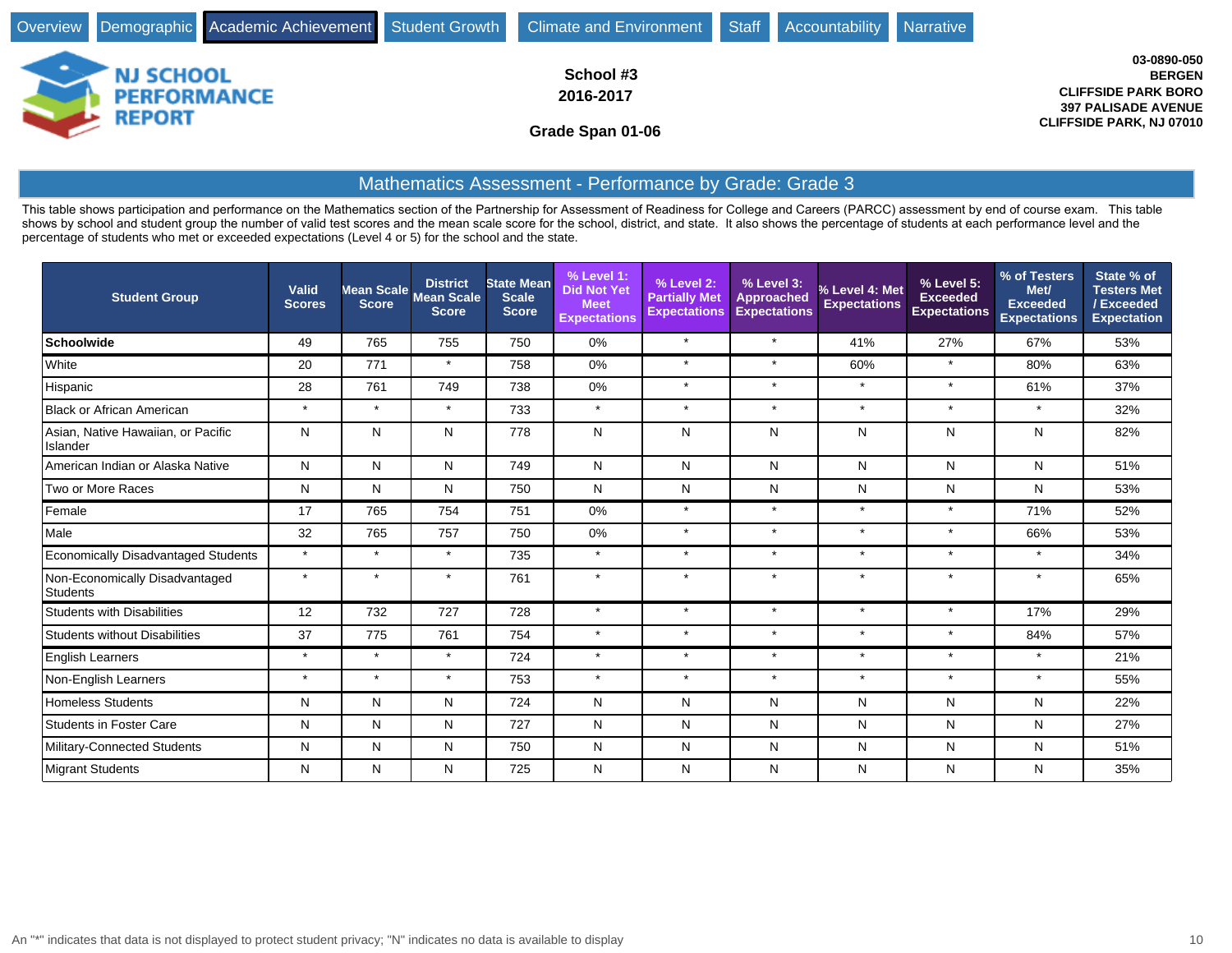Overview | Demographic | Academic Achievement | Student Growth | Climate and Environment | Staff | Accountability | Narrative

**NJ SCHOOL PERFORMANCE REPORT**

**School #3**
**2016-2017**

**Grade Span 01-06**

**03-0890-050**
**BERGEN**
**CLIFFSIDE PARK BORO**
**397 PALISADE AVENUE**
**CLIFFSIDE PARK, NJ 07010**

## Mathematics Assessment - Performance by Grade: Grade 3

This table shows participation and performance on the Mathematics section of the Partnership for Assessment of Readiness for College and Careers (PARCC) assessment by end of course exam. This table shows by school and student group the number of valid test scores and the mean scale score for the school, district, and state. It also shows the percentage of students at each performance level and the percentage of students who met or exceeded expectations (Level 4 or 5) for the school and the state.

| Student Group | Valid Scores | Mean Scale Score | District Mean Scale Score | State Mean Scale Score | % Level 1: Did Not Yet Meet Expectations | % Level 2: Partially Met Expectations | % Level 3: Approached Expectations | % Level 4: Met Expectations | % Level 5: Exceeded Expectations | % of Testers Met/ Exceeded Expectations | State % of Testers Met / Exceeded Expectation |
|---|---|---|---|---|---|---|---|---|---|---|---|
| **Schoolwide** | 49 | 765 | 755 | 750 | 0% | * | * | 41% | 27% | 67% | 53% |
| White | 20 | 771 | * | 758 | 0% | * | * | 60% | * | 80% | 63% |
| Hispanic | 28 | 761 | 749 | 738 | 0% | * | * | * | * | 61% | 37% |
| Black or African American | * | * | * | 733 | * | * | * | * | * | * | 32% |
| Asian, Native Hawaiian, or Pacific Islander | N | N | N | 778 | N | N | N | N | N | N | 82% |
| American Indian or Alaska Native | N | N | N | 749 | N | N | N | N | N | N | 51% |
| Two or More Races | N | N | N | 750 | N | N | N | N | N | N | 53% |
| Female | 17 | 765 | 754 | 751 | 0% | * | * | * | * | 71% | 52% |
| Male | 32 | 765 | 757 | 750 | 0% | * | * | * | * | 66% | 53% |
| Economically Disadvantaged Students | * | * | * | 735 | * | * | * | * | * | * | 34% |
| Non-Economically Disadvantaged Students | * | * | * | 761 | * | * | * | * | * | * | 65% |
| Students with Disabilities | 12 | 732 | 727 | 728 | * | * | * | * | * | 17% | 29% |
| Students without Disabilities | 37 | 775 | 761 | 754 | * | * | * | * | * | 84% | 57% |
| English Learners | * | * | * | 724 | * | * | * | * | * | * | 21% |
| Non-English Learners | * | * | * | 753 | * | * | * | * | * | * | 55% |
| Homeless Students | N | N | N | 724 | N | N | N | N | N | N | 22% |
| Students in Foster Care | N | N | N | 727 | N | N | N | N | N | N | 27% |
| Military-Connected Students | N | N | N | 750 | N | N | N | N | N | N | 51% |
| Migrant Students | N | N | N | 725 | N | N | N | N | N | N | 35% |

An "*" indicates that data is not displayed to protect student privacy; "N" indicates no data is available to display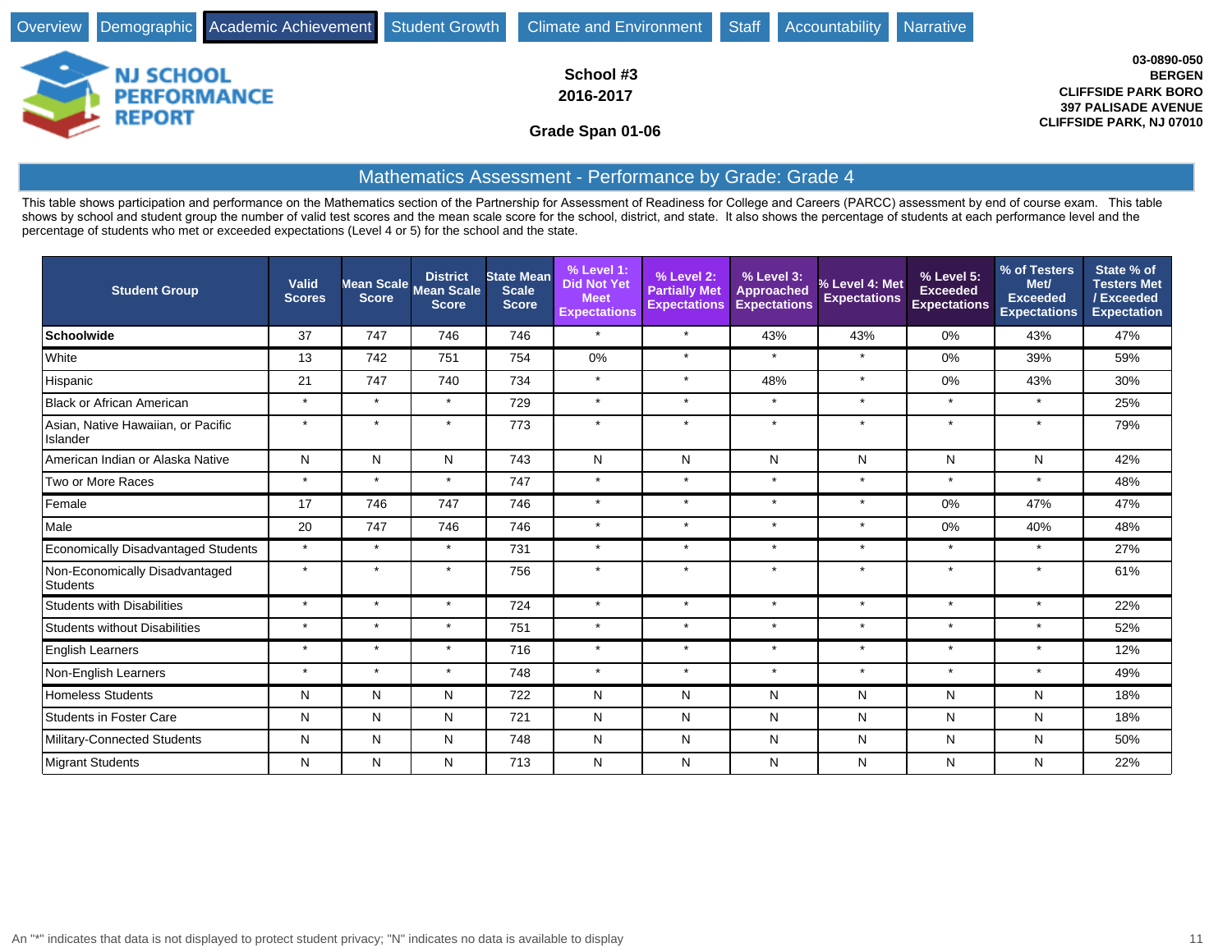Overview | Demographic | Academic Achievement | Student Growth | Climate and Environment | Staff | Accountability | Narrative

**NJ SCHOOL PERFORMANCE REPORT**

**School #3**
**2016-2017**

**Grade Span 01-06**

**03-0890-050**
**BERGEN**
**CLIFFSIDE PARK BORO**
**397 PALISADE AVENUE**
**CLIFFSIDE PARK, NJ 07010**

## Mathematics Assessment - Performance by Grade: Grade 4

This table shows participation and performance on the Mathematics section of the Partnership for Assessment of Readiness for College and Careers (PARCC) assessment by end of course exam. This table shows by school and student group the number of valid test scores and the mean scale score for the school, district, and state. It also shows the percentage of students at each performance level and the percentage of students who met or exceeded expectations (Level 4 or 5) for the school and the state.

| Student Group | Valid Scores | Mean Scale Score | District Mean Scale Score | State Mean Scale Score | % Level 1: Did Not Yet Meet Expectations | % Level 2: Partially Met Expectations | % Level 3: Approached Expectations | % Level 4: Met Expectations | % Level 5: Exceeded Expectations | % of Testers Met/ Exceeded Expectations | State % of Testers Met / Exceeded Expectation |
|---|---|---|---|---|---|---|---|---|---|---|---|
| **Schoolwide** | 37 | 747 | 746 | 746 | * | * | 43% | 43% | 0% | 43% | 47% |
| White | 13 | 742 | 751 | 754 | 0% | * | * | * | 0% | 39% | 59% |
| Hispanic | 21 | 747 | 740 | 734 | * | * | 48% | * | 0% | 43% | 30% |
| Black or African American | * | * | * | 729 | * | * | * | * | * | * | 25% |
| Asian, Native Hawaiian, or Pacific Islander | * | * | * | 773 | * | * | * | * | * | * | 79% |
| American Indian or Alaska Native | N | N | N | 743 | N | N | N | N | N | N | 42% |
| Two or More Races | * | * | * | 747 | * | * | * | * | * | * | 48% |
| Female | 17 | 746 | 747 | 746 | * | * | * | * | 0% | 47% | 47% |
| Male | 20 | 747 | 746 | 746 | * | * | * | * | 0% | 40% | 48% |
| Economically Disadvantaged Students | * | * | * | 731 | * | * | * | * | * | * | 27% |
| Non-Economically Disadvantaged Students | * | * | * | 756 | * | * | * | * | * | * | 61% |
| Students with Disabilities | * | * | * | 724 | * | * | * | * | * | * | 22% |
| Students without Disabilities | * | * | * | 751 | * | * | * | * | * | * | 52% |
| English Learners | * | * | * | 716 | * | * | * | * | * | * | 12% |
| Non-English Learners | * | * | * | 748 | * | * | * | * | * | * | 49% |
| Homeless Students | N | N | N | 722 | N | N | N | N | N | N | 18% |
| Students in Foster Care | N | N | N | 721 | N | N | N | N | N | N | 18% |
| Military-Connected Students | N | N | N | 748 | N | N | N | N | N | N | 50% |
| Migrant Students | N | N | N | 713 | N | N | N | N | N | N | 22% |

An "*" indicates that data is not displayed to protect student privacy; "N" indicates no data is available to display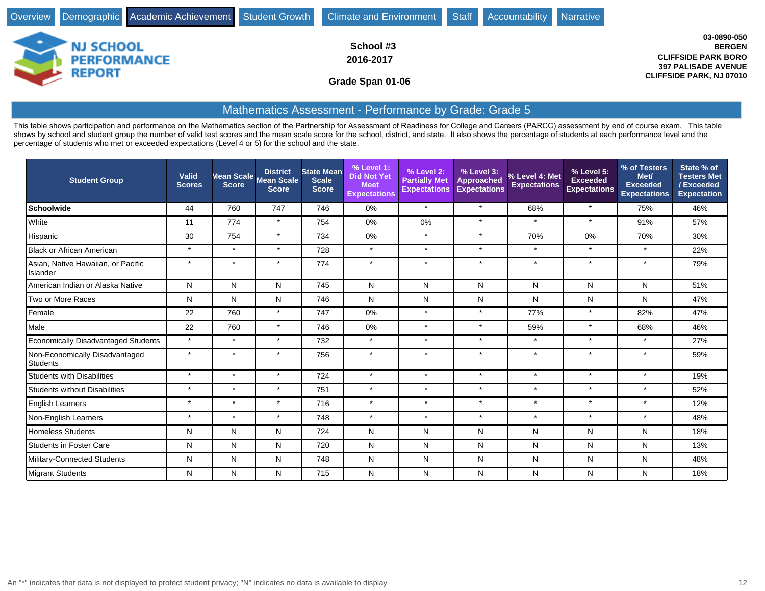Overview | Demographic | Academic Achievement | Student Growth | Climate and Environment | Staff | Accountability | Narrative

**NJ SCHOOL PERFORMANCE REPORT**

**School #3**
**2016-2017**

**Grade Span 01-06**

**03-0890-050**
**BERGEN**
**CLIFFSIDE PARK BORO**
**397 PALISADE AVENUE**
**CLIFFSIDE PARK, NJ 07010**

## Mathematics Assessment - Performance by Grade: Grade 5

This table shows participation and performance on the Mathematics section of the Partnership for Assessment of Readiness for College and Careers (PARCC) assessment by end of course exam. This table shows by school and student group the number of valid test scores and the mean scale score for the school, district, and state. It also shows the percentage of students at each performance level and the percentage of students who met or exceeded expectations (Level 4 or 5) for the school and the state.

| Student Group | Valid Scores | Mean Scale Score | District Mean Scale Score | State Mean Scale Score | % Level 1: Did Not Yet Meet Expectations | % Level 2: Partially Met Expectations | % Level 3: Approached Expectations | % Level 4: Met Expectations | % Level 5: Exceeded Expectations | % of Testers Met/ Exceeded Expectations | State % of Testers Met / Exceeded Expectation |
|---|---|---|---|---|---|---|---|---|---|---|---|
| **Schoolwide** | 44 | 760 | 747 | 746 | 0% | * | * | 68% | * | 75% | 46% |
| White | 11 | 774 | * | 754 | 0% | 0% | * | * | * | 91% | 57% |
| Hispanic | 30 | 754 | * | 734 | 0% | * | * | 70% | 0% | 70% | 30% |
| Black or African American | * | * | * | 728 | * | * | * | * | * | * | 22% |
| Asian, Native Hawaiian, or Pacific Islander | * | * | * | 774 | * | * | * | * | * | * | 79% |
| American Indian or Alaska Native | N | N | N | 745 | N | N | N | N | N | N | 51% |
| Two or More Races | N | N | N | 746 | N | N | N | N | N | N | 47% |
| Female | 22 | 760 | * | 747 | 0% | * | * | 77% | * | 82% | 47% |
| Male | 22 | 760 | * | 746 | 0% | * | * | 59% | * | 68% | 46% |
| Economically Disadvantaged Students | * | * | * | 732 | * | * | * | * | * | * | 27% |
| Non-Economically Disadvantaged Students | * | * | * | 756 | * | * | * | * | * | * | 59% |
| Students with Disabilities | * | * | * | 724 | * | * | * | * | * | * | 19% |
| Students without Disabilities | * | * | * | 751 | * | * | * | * | * | * | 52% |
| English Learners | * | * | * | 716 | * | * | * | * | * | * | 12% |
| Non-English Learners | * | * | * | 748 | * | * | * | * | * | * | 48% |
| Homeless Students | N | N | N | 724 | N | N | N | N | N | N | 18% |
| Students in Foster Care | N | N | N | 720 | N | N | N | N | N | N | 13% |
| Military-Connected Students | N | N | N | 748 | N | N | N | N | N | N | 48% |
| Migrant Students | N | N | N | 715 | N | N | N | N | N | N | 18% |

An "*" indicates that data is not displayed to protect student privacy; "N" indicates no data is available to display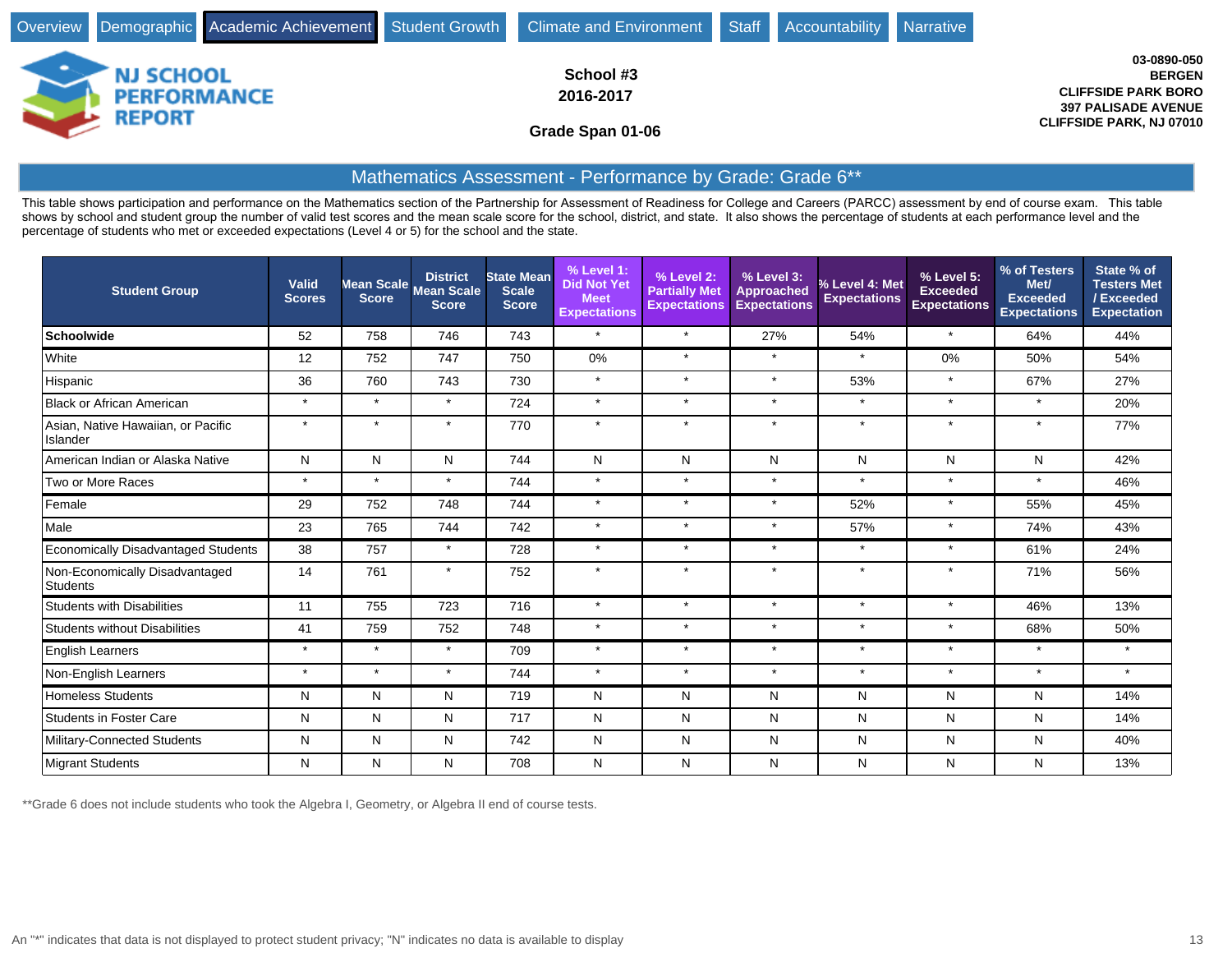Overview | Demographic | Academic Achievement | Student Growth | Climate and Environment | Staff | Accountability | Narrative

**School #3**
**2016-2017**

**Grade Span 01-06**

**03-0890-050**
**BERGEN**
**CLIFFSIDE PARK BORO**
**397 PALISADE AVENUE**
**CLIFFSIDE PARK, NJ 07010**

## Mathematics Assessment - Performance by Grade: Grade 6**

This table shows participation and performance on the Mathematics section of the Partnership for Assessment of Readiness for College and Careers (PARCC) assessment by end of course exam. This table shows by school and student group the number of valid test scores and the mean scale score for the school, district, and state. It also shows the percentage of students at each performance level and the percentage of students who met or exceeded expectations (Level 4 or 5) for the school and the state.

| Student Group | Valid Scores | Mean Scale Score | District Mean Scale Score | State Mean Scale Score | % Level 1: Did Not Yet Meet Expectations | % Level 2: Partially Met Expectations | % Level 3: Approached Expectations | % Level 4: Met Expectations | % Level 5: Exceeded Expectations | % of Testers Met/ Exceeded Expectations | State % of Testers Met / Exceeded Expectation |
|---|---|---|---|---|---|---|---|---|---|---|---|
| **Schoolwide** | 52 | 758 | 746 | 743 | * | * | 27% | 54% | * | 64% | 44% |
| White | 12 | 752 | 747 | 750 | 0% | * | * | * | 0% | 50% | 54% |
| Hispanic | 36 | 760 | 743 | 730 | * | * | * | 53% | * | 67% | 27% |
| Black or African American | * | * | * | 724 | * | * | * | * | * | * | 20% |
| Asian, Native Hawaiian, or Pacific Islander | * | * | * | 770 | * | * | * | * | * | * | 77% |
| American Indian or Alaska Native | N | N | N | 744 | N | N | N | N | N | N | 42% |
| Two or More Races | * | * | * | 744 | * | * | * | * | * | * | 46% |
| Female | 29 | 752 | 748 | 744 | * | * | * | 52% | * | 55% | 45% |
| Male | 23 | 765 | 744 | 742 | * | * | * | 57% | * | 74% | 43% |
| Economically Disadvantaged Students | 38 | 757 | * | 728 | * | * | * | * | * | 61% | 24% |
| Non-Economically Disadvantaged Students | 14 | 761 | * | 752 | * | * | * | * | * | 71% | 56% |
| Students with Disabilities | 11 | 755 | 723 | 716 | * | * | * | * | * | 46% | 13% |
| Students without Disabilities | 41 | 759 | 752 | 748 | * | * | * | * | * | 68% | 50% |
| English Learners | * | * | * | 709 | * | * | * | * | * | * | * |
| Non-English Learners | * | * | * | 744 | * | * | * | * | * | * | * |
| Homeless Students | N | N | N | 719 | N | N | N | N | N | N | 14% |
| Students in Foster Care | N | N | N | 717 | N | N | N | N | N | N | 14% |
| Military-Connected Students | N | N | N | 742 | N | N | N | N | N | N | 40% |
| Migrant Students | N | N | N | 708 | N | N | N | N | N | N | 13% |

**Grade 6 does not include students who took the Algebra I, Geometry, or Algebra II end of course tests.

An "*" indicates that data is not displayed to protect student privacy; "N" indicates no data is available to display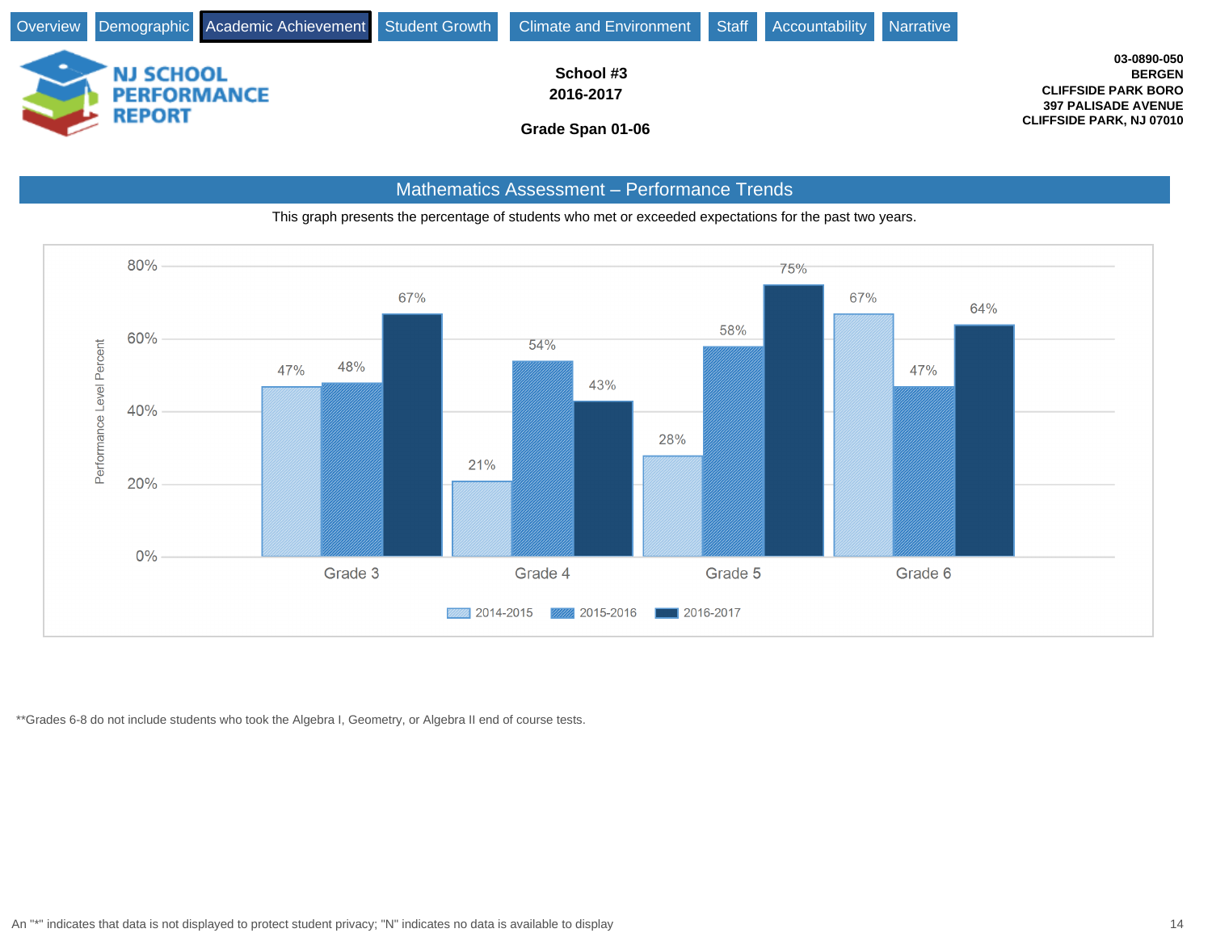Overview | Demographic | Academic Achievement | Student Growth | Climate and Environment | Staff | Accountability | Narrative

**NJ SCHOOL PERFORMANCE REPORT**

**School #3**
**2016-2017**

**Grade Span 01-06**

**03-0890-050**
**BERGEN**
**CLIFFSIDE PARK BORO**
**397 PALISADE AVENUE**
**CLIFFSIDE PARK, NJ 07010**

## Mathematics Assessment – Performance Trends

This graph presents the percentage of students who met or exceeded expectations for the past two years.

| Performance Level Percent | 2014-2015 | 2015-2016 | 2016-2017 |
|---|---|---|---|
| Grade 3 | 47% | 48% | 67% |
| Grade 4 | 21% | 54% | 43% |
| Grade 5 | 28% | 58% | 75% |
| Grade 6 | 67% | 47% | 64% |

**Grades 6-8 do not include students who took the Algebra I, Geometry, or Algebra II end of course tests.

An "*" indicates that data is not displayed to protect student privacy; "N" indicates no data is available to display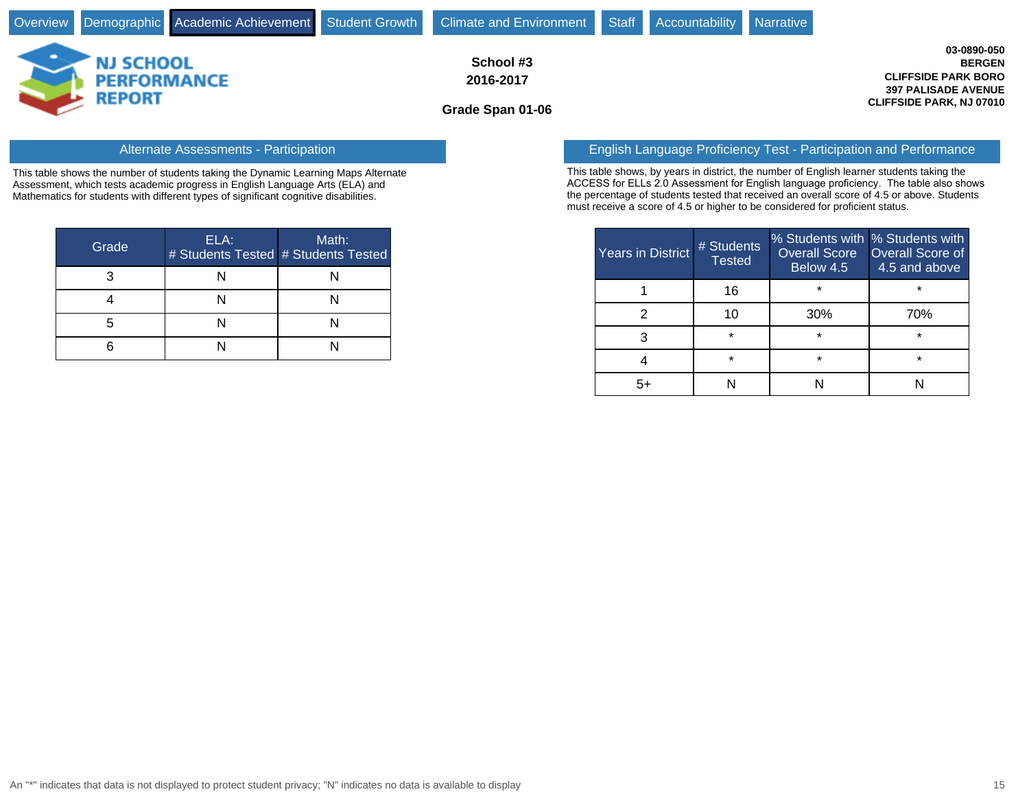Overview | Demographic | **Academic Achievement** | Student Growth | Climate and Environment | Staff | Accountability | Narrative

**School #3**
**2016-2017**

**Grade Span 01-06**

**03-0890-050**
**BERGEN**
**CLIFFSIDE PARK BORO**
**397 PALISADE AVENUE**
**CLIFFSIDE PARK, NJ 07010**

## Alternate Assessments - Participation

This table shows the number of students taking the Dynamic Learning Maps Alternate Assessment, which tests academic progress in English Language Arts (ELA) and Mathematics for students with different types of significant cognitive disabilities.

| Grade | ELA: # Students Tested | Math: # Students Tested |
|---|---|---|
| 3 | N | N |
| 4 | N | N |
| 5 | N | N |
| 6 | N | N |

## English Language Proficiency Test - Participation and Performance

This table shows, by years in district, the number of English learner students taking the ACCESS for ELLs 2.0 Assessment for English language proficiency. The table also shows the percentage of students tested that received an overall score of 4.5 or above. Students must receive a score of 4.5 or higher to be considered for proficient status.

| Years in District | # Students Tested | % Students with Overall Score Below 4.5 | % Students with Overall Score of 4.5 and above |
|---|---|---|---|
| 1 | 16 | * | * |
| 2 | 10 | 30% | 70% |
| 3 | * | * | * |
| 4 | * | * | * |
| 5+ | N | N | N |

An "*" indicates that data is not displayed to protect student privacy; "N" indicates no data is available to display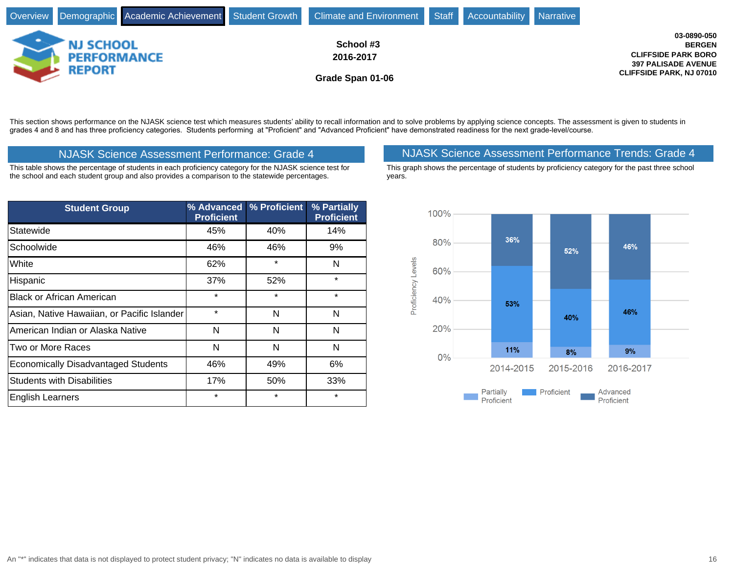Overview | Demographic | Academic Achievement | Student Growth | Climate and Environment | Staff | Accountability | Narrative

**NJ SCHOOL PERFORMANCE REPORT**

**School #3**
**2016-2017**

**Grade Span 01-06**

**03-0890-050**
**BERGEN**
**CLIFFSIDE PARK BORO**
**397 PALISADE AVENUE**
**CLIFFSIDE PARK, NJ 07010**

This section shows performance on the NJASK science test which measures students' ability to recall information and to solve problems by applying science concepts. The assessment is given to students in grades 4 and 8 and has three proficiency categories. Students performing at "Proficient" and "Advanced Proficient" have demonstrated readiness for the next grade-level/course.

## NJASK Science Assessment Performance: Grade 4

This table shows the percentage of students in each proficiency category for the NJASK science test for the school and each student group and also provides a comparison to the statewide percentages.

| Student Group | % Advanced Proficient | % Proficient | % Partially Proficient |
|---|---|---|---|
| Statewide | 45% | 40% | 14% |
| Schoolwide | 46% | 46% | 9% |
| White | 62% | * | N |
| Hispanic | 37% | 52% | * |
| Black or African American | * | * | * |
| Asian, Native Hawaiian, or Pacific Islander | * | N | N |
| American Indian or Alaska Native | N | N | N |
| Two or More Races | N | N | N |
| Economically Disadvantaged Students | 46% | 49% | 6% |
| Students with Disabilities | 17% | 50% | 33% |
| English Learners | * | * | * |

## NJASK Science Assessment Performance Trends: Grade 4

This graph shows the percentage of students by proficiency category for the past three school years.

| Year | Partially Proficient | Proficient | Advanced Proficient |
|---|---|---|---|
| 2014-2015 | 11% | 53% | 36% |
| 2015-2016 | 8% | 40% | 52% |
| 2016-2017 | 9% | 46% | 46% |

An "*" indicates that data is not displayed to protect student privacy; "N" indicates no data is available to display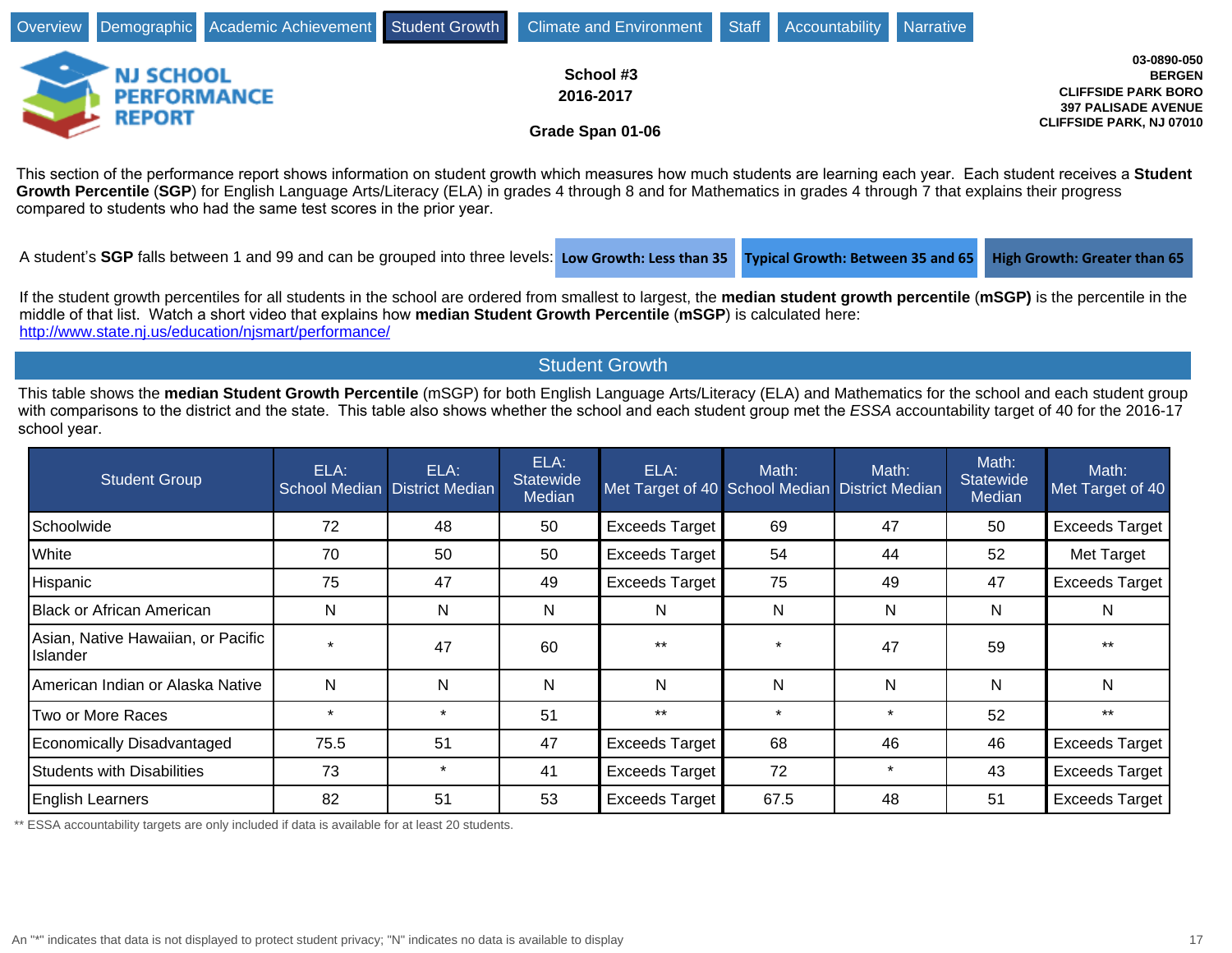Overview | Demographic | Academic Achievement | Student Growth | Climate and Environment | Staff | Accountability | Narrative

NJ SCHOOL PERFORMANCE REPORT

**School #3**
**2016-2017**

**Grade Span 01-06**

**03-0890-050**
**BERGEN**
**CLIFFSIDE PARK BORO**
**397 PALISADE AVENUE**
**CLIFFSIDE PARK, NJ 07010**

This section of the performance report shows information on student growth which measures how much students are learning each year. Each student receives a **Student Growth Percentile** (**SGP**) for English Language Arts/Literacy (ELA) in grades 4 through 8 and for Mathematics in grades 4 through 7 that explains their progress compared to students who had the same test scores in the prior year.

A student's **SGP** falls between 1 and 99 and can be grouped into three levels: **Low Growth: Less than 35** | **Typical Growth: Between 35 and 65** | **High Growth: Greater than 65**

If the student growth percentiles for all students in the school are ordered from smallest to largest, the **median student growth percentile** (**mSGP)** is the percentile in the middle of that list. Watch a short video that explains how **median Student Growth Percentile** (**mSGP**) is calculated here: http://www.state.nj.us/education/njsmart/performance/

## Student Growth

This table shows the **median Student Growth Percentile** (mSGP) for both English Language Arts/Literacy (ELA) and Mathematics for the school and each student group with comparisons to the district and the state. This table also shows whether the school and each student group met the *ESSA* accountability target of 40 for the 2016-17 school year.

| Student Group | ELA: School Median | ELA: District Median | ELA: Statewide Median | ELA: Met Target of 40 | Math: School Median | Math: District Median | Math: Statewide Median | Math: Met Target of 40 |
|---|---|---|---|---|---|---|---|---|
| Schoolwide | 72 | 48 | 50 | Exceeds Target | 69 | 47 | 50 | Exceeds Target |
| White | 70 | 50 | 50 | Exceeds Target | 54 | 44 | 52 | Met Target |
| Hispanic | 75 | 47 | 49 | Exceeds Target | 75 | 49 | 47 | Exceeds Target |
| Black or African American | N | N | N | N | N | N | N | N |
| Asian, Native Hawaiian, or Pacific Islander | * | 47 | 60 | ** | * | 47 | 59 | ** |
| American Indian or Alaska Native | N | N | N | N | N | N | N | N |
| Two or More Races | * | * | 51 | ** | * | * | 52 | ** |
| Economically Disadvantaged | 75.5 | 51 | 47 | Exceeds Target | 68 | 46 | 46 | Exceeds Target |
| Students with Disabilities | 73 | * | 41 | Exceeds Target | 72 | * | 43 | Exceeds Target |
| English Learners | 82 | 51 | 53 | Exceeds Target | 67.5 | 48 | 51 | Exceeds Target |

** ESSA accountability targets are only included if data is available for at least 20 students.

An "*" indicates that data is not displayed to protect student privacy; "N" indicates no data is available to display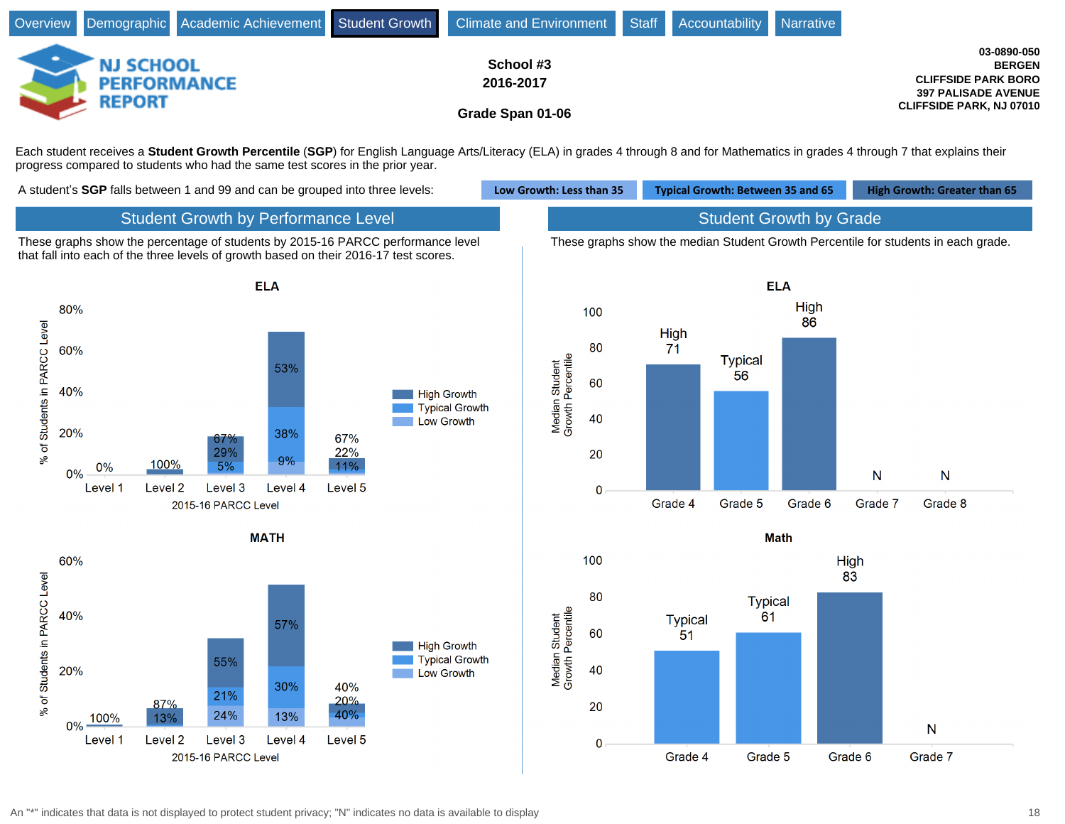Overview | Demographic | Academic Achievement | **Student Growth** | Climate and Environment | Staff | Accountability | Narrative

# NJ SCHOOL PERFORMANCE REPORT

**School #3**
**2016-2017**

**Grade Span 01-06**

**03-0890-050**
**BERGEN**
**CLIFFSIDE PARK BORO**
**397 PALISADE AVENUE**
**CLIFFSIDE PARK, NJ 07010**

Each student receives a **Student Growth Percentile** (**SGP**) for English Language Arts/Literacy (ELA) in grades 4 through 8 and for Mathematics in grades 4 through 7 that explains their progress compared to students who had the same test scores in the prior year.

A student's **SGP** falls between 1 and 99 and can be grouped into three levels:

- **Low Growth: Less than 35**
- **Typical Growth: Between 35 and 65**
- **High Growth: Greater than 65**

## Student Growth by Performance Level

These graphs show the percentage of students by 2015-16 PARCC performance level that fall into each of the three levels of growth based on their 2016-17 test scores.

### ELA

| 2015-16 PARCC Level | High Growth | Typical Growth | Low Growth |
|---|---|---|---|
| Level 1 | | | 0% |
| Level 2 | 100% | | |
| Level 3 | 67% | 29% | 5% |
| Level 4 | 53% | 38% | 9% |
| Level 5 | 67% | 22% | 11% |

### MATH

| 2015-16 PARCC Level | High Growth | Typical Growth | Low Growth |
|---|---|---|---|
| Level 1 | 100% | | |
| Level 2 | 87% | 13% | |
| Level 3 | 55% | 21% | 24% |
| Level 4 | 57% | 30% | 13% |
| Level 5 | 40% | 20% | 40% |

## Student Growth by Grade

These graphs show the median Student Growth Percentile for students in each grade.

### ELA

| Grade | Median Student Growth Percentile |
|---|---|
| Grade 4 | High 71 |
| Grade 5 | Typical 56 |
| Grade 6 | High 86 |
| Grade 7 | N |
| Grade 8 | N |

### Math

| Grade | Median Student Growth Percentile |
|---|---|
| Grade 4 | Typical 51 |
| Grade 5 | Typical 61 |
| Grade 6 | High 83 |
| Grade 7 | N |

An "*" indicates that data is not displayed to protect student privacy; "N" indicates no data is available to display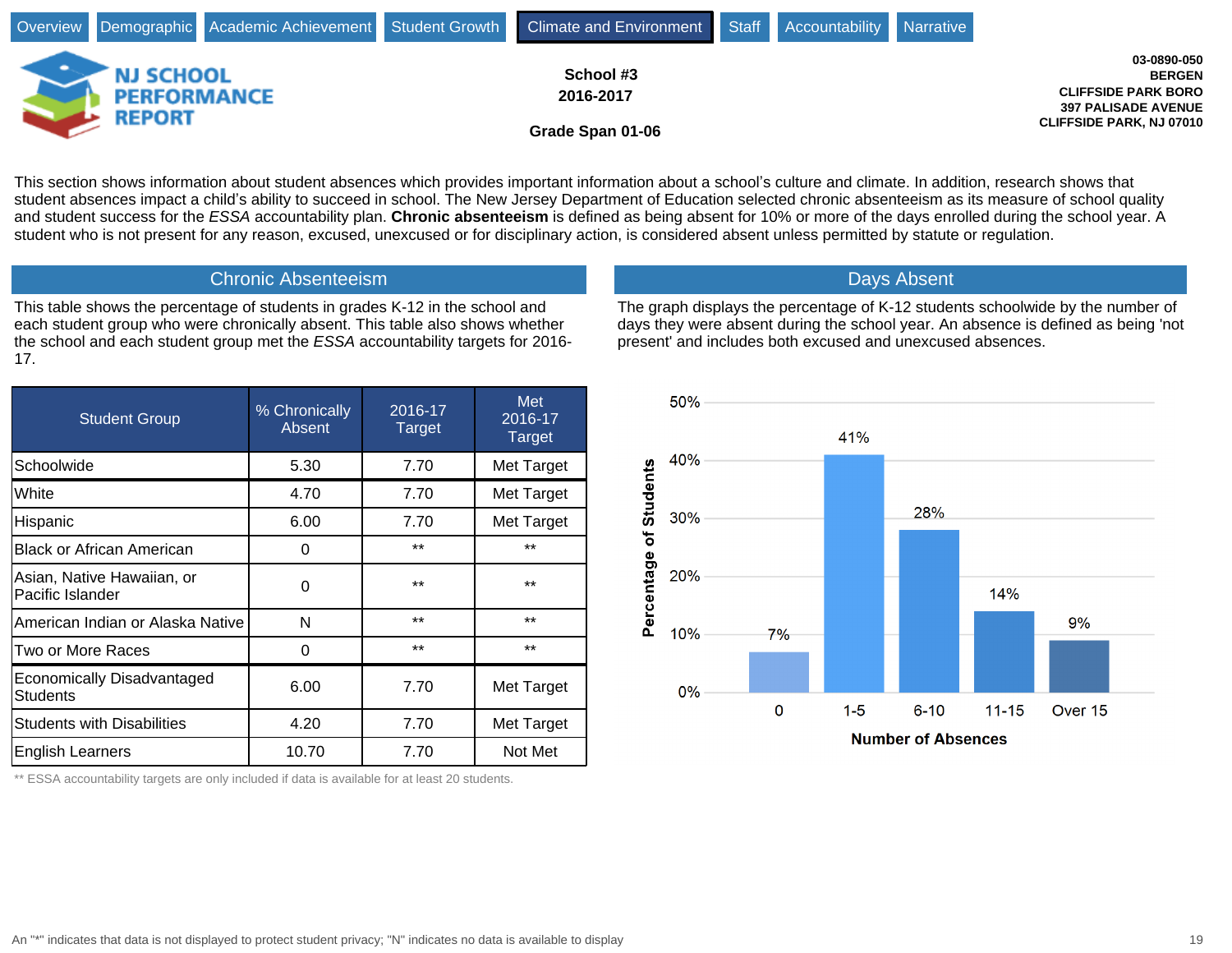Overview | Demographic | Academic Achievement | Student Growth | Climate and Environment | Staff | Accountability | Narrative

# NJ SCHOOL PERFORMANCE REPORT

**School #3**
**2016-2017**

**Grade Span 01-06**

**03-0890-050**
**BERGEN**
**CLIFFSIDE PARK BORO**
**397 PALISADE AVENUE**
**CLIFFSIDE PARK, NJ 07010**

This section shows information about student absences which provides important information about a school's culture and climate. In addition, research shows that student absences impact a child's ability to succeed in school. The New Jersey Department of Education selected chronic absenteeism as its measure of school quality and student success for the *ESSA* accountability plan. **Chronic absenteeism** is defined as being absent for 10% or more of the days enrolled during the school year. A student who is not present for any reason, excused, unexcused or for disciplinary action, is considered absent unless permitted by statute or regulation.

## Chronic Absenteeism

This table shows the percentage of students in grades K-12 in the school and each student group who were chronically absent. This table also shows whether the school and each student group met the *ESSA* accountability targets for 2016-17.

| Student Group | % Chronically Absent | 2016-17 Target | Met 2016-17 Target |
|---|---|---|---|
| Schoolwide | 5.30 | 7.70 | Met Target |
| White | 4.70 | 7.70 | Met Target |
| Hispanic | 6.00 | 7.70 | Met Target |
| Black or African American | 0 | ** | ** |
| Asian, Native Hawaiian, or Pacific Islander | 0 | ** | ** |
| American Indian or Alaska Native | N | ** | ** |
| Two or More Races | 0 | ** | ** |
| Economically Disadvantaged Students | 6.00 | 7.70 | Met Target |
| Students with Disabilities | 4.20 | 7.70 | Met Target |
| English Learners | 10.70 | 7.70 | Not Met |

** ESSA accountability targets are only included if data is available for at least 20 students.

## Days Absent

The graph displays the percentage of K-12 students schoolwide by the number of days they were absent during the school year. An absence is defined as being 'not present' and includes both excused and unexcused absences.

| Number of Absences | Percentage of Students |
|---|---|
| 0 | 7% |
| 1-5 | 41% |
| 6-10 | 28% |
| 11-15 | 14% |
| Over 15 | 9% |

An "*" indicates that data is not displayed to protect student privacy; "N" indicates no data is available to display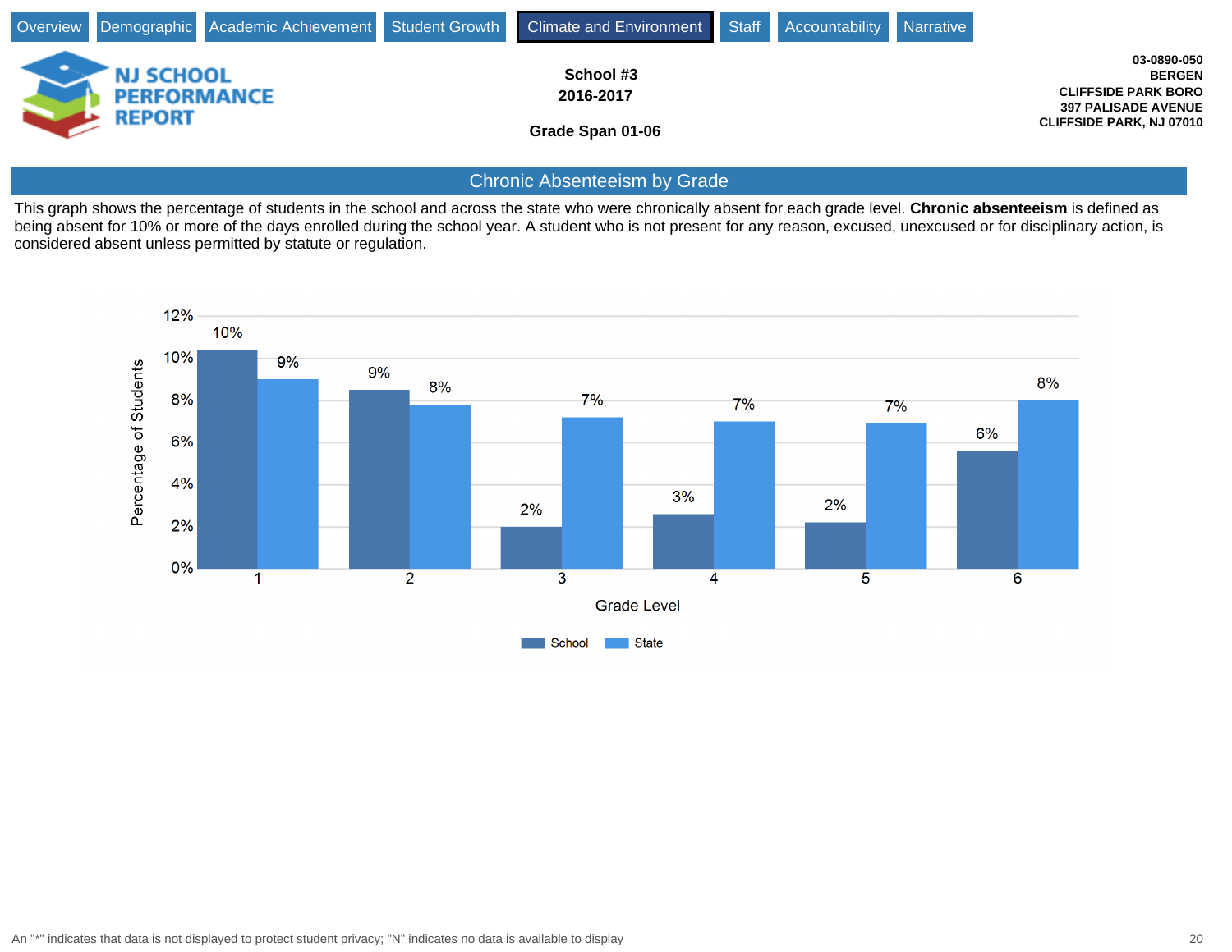Overview | Demographic | Academic Achievement | Student Growth | Climate and Environment | Staff | Accountability | Narrative

**School #3**
**2016-2017**

**Grade Span 01-06**

**03-0890-050**
**BERGEN**
**CLIFFSIDE PARK BORO**
**397 PALISADE AVENUE**
**CLIFFSIDE PARK, NJ 07010**

## Chronic Absenteeism by Grade

This graph shows the percentage of students in the school and across the state who were chronically absent for each grade level. **Chronic absenteeism** is defined as being absent for 10% or more of the days enrolled during the school year. A student who is not present for any reason, excused, unexcused or for disciplinary action, is considered absent unless permitted by statute or regulation.

| Grade Level | School | State |
|---|---|---|
| 1 | 10% | 9% |
| 2 | 9% | 8% |
| 3 | 2% | 7% |
| 4 | 3% | 7% |
| 5 | 2% | 7% |
| 6 | 6% | 8% |

An "*" indicates that data is not displayed to protect student privacy; "N" indicates no data is available to display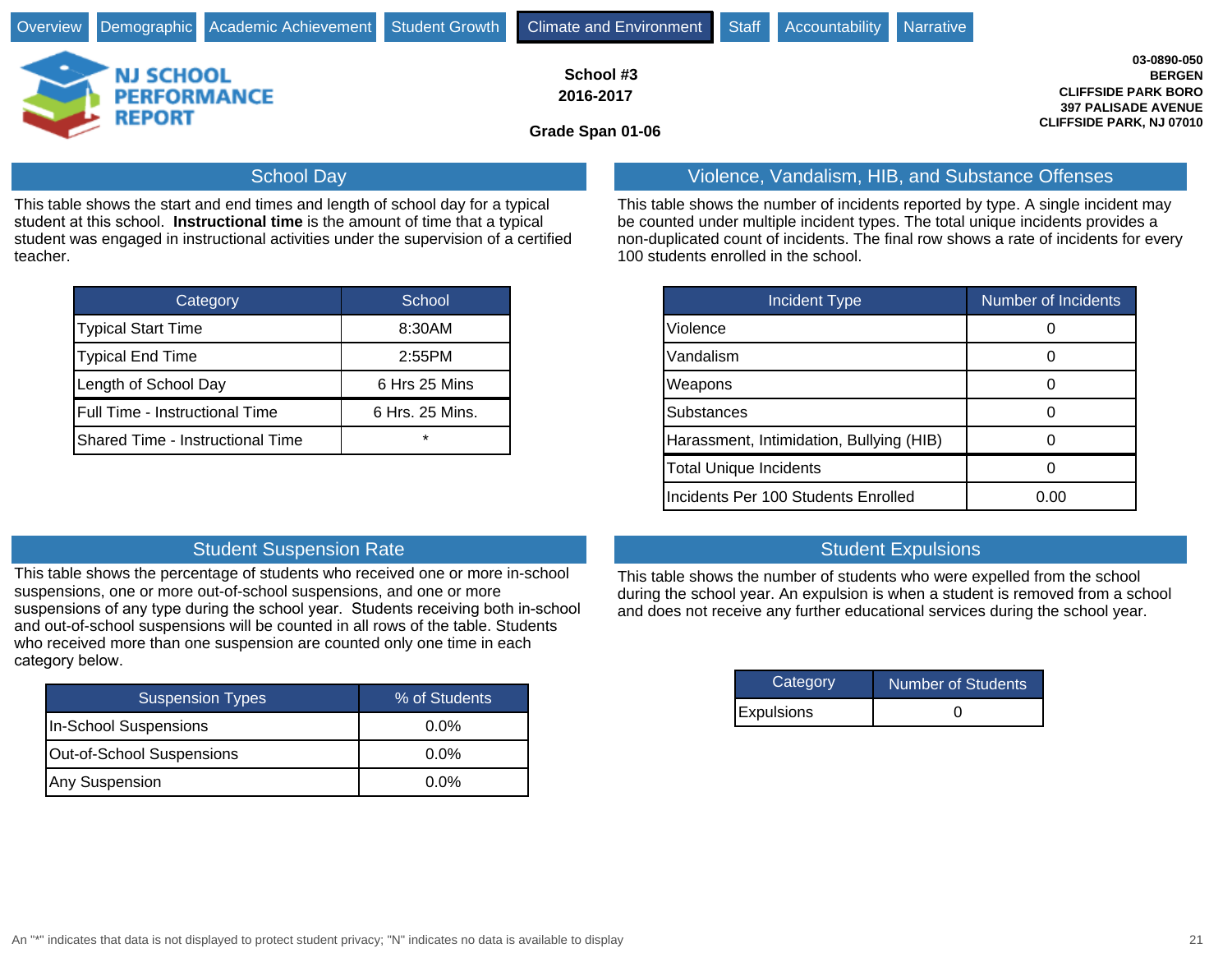Overview | Demographic | Academic Achievement | Student Growth | Climate and Environment | Staff | Accountability | Narrative

**NJ SCHOOL PERFORMANCE REPORT**

**School #3**
**2016-2017**

**Grade Span 01-06**

**03-0890-050**
**BERGEN**
**CLIFFSIDE PARK BORO**
**397 PALISADE AVENUE**
**CLIFFSIDE PARK, NJ 07010**

## School Day

This table shows the start and end times and length of school day for a typical student at this school. **Instructional time** is the amount of time that a typical student was engaged in instructional activities under the supervision of a certified teacher.

| Category | School |
|---|---|
| Typical Start Time | 8:30AM |
| Typical End Time | 2:55PM |
| Length of School Day | 6 Hrs 25 Mins |
| Full Time - Instructional Time | 6 Hrs. 25 Mins. |
| Shared Time - Instructional Time | * |

## Violence, Vandalism, HIB, and Substance Offenses

This table shows the number of incidents reported by type. A single incident may be counted under multiple incident types. The total unique incidents provides a non-duplicated count of incidents. The final row shows a rate of incidents for every 100 students enrolled in the school.

| Incident Type | Number of Incidents |
|---|---|
| Violence | 0 |
| Vandalism | 0 |
| Weapons | 0 |
| Substances | 0 |
| Harassment, Intimidation, Bullying (HIB) | 0 |
| Total Unique Incidents | 0 |
| Incidents Per 100 Students Enrolled | 0.00 |

## Student Suspension Rate

This table shows the percentage of students who received one or more in-school suspensions, one or more out-of-school suspensions, and one or more suspensions of any type during the school year. Students receiving both in-school and out-of-school suspensions will be counted in all rows of the table. Students who received more than one suspension are counted only one time in each category below.

| Suspension Types | % of Students |
|---|---|
| In-School Suspensions | 0.0% |
| Out-of-School Suspensions | 0.0% |
| Any Suspension | 0.0% |

## Student Expulsions

This table shows the number of students who were expelled from the school during the school year. An expulsion is when a student is removed from a school and does not receive any further educational services during the school year.

| Category | Number of Students |
|---|---|
| Expulsions | 0 |

An "*" indicates that data is not displayed to protect student privacy; "N" indicates no data is available to display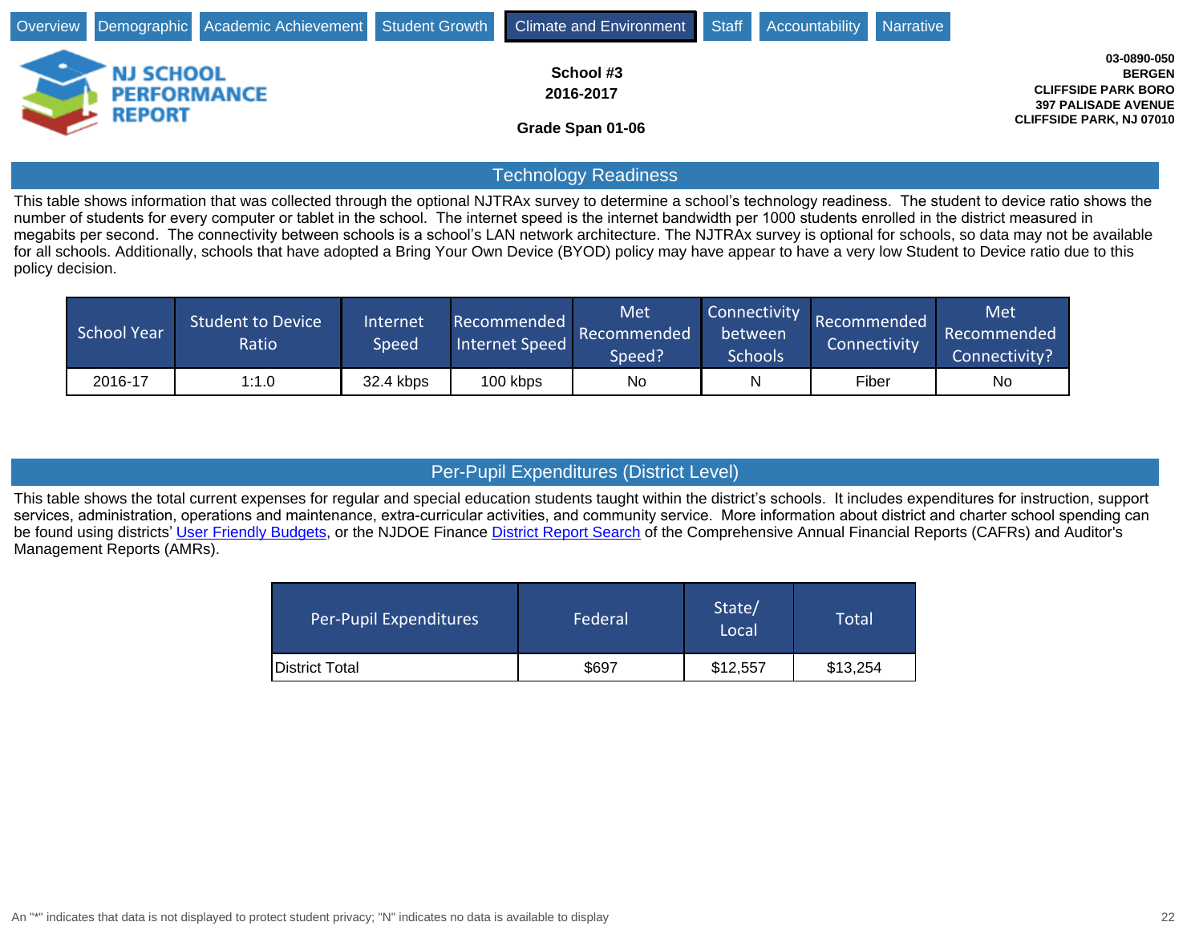Overview | Demographic | Academic Achievement | Student Growth | Climate and Environment | Staff | Accountability | Narrative

**School #3**
**2016-2017**

**Grade Span 01-06**

**03-0890-050**
**BERGEN**
**CLIFFSIDE PARK BORO**
**397 PALISADE AVENUE**
**CLIFFSIDE PARK, NJ 07010**

## Technology Readiness

This table shows information that was collected through the optional NJTRAx survey to determine a school's technology readiness. The student to device ratio shows the number of students for every computer or tablet in the school. The internet speed is the internet bandwidth per 1000 students enrolled in the district measured in megabits per second. The connectivity between schools is a school's LAN network architecture. The NJTRAx survey is optional for schools, so data may not be available for all schools. Additionally, schools that have adopted a Bring Your Own Device (BYOD) policy may have appear to have a very low Student to Device ratio due to this policy decision.

| School Year | Student to Device Ratio | Internet Speed | Recommended Internet Speed | Met Recommended Speed? | Connectivity between Schools | Recommended Connectivity | Met Recommended Connectivity? |
|---|---|---|---|---|---|---|---|
| 2016-17 | 1:1.0 | 32.4 kbps | 100 kbps | No | N | Fiber | No |

## Per-Pupil Expenditures (District Level)

This table shows the total current expenses for regular and special education students taught within the district's schools. It includes expenditures for instruction, support services, administration, operations and maintenance, extra-curricular activities, and community service. More information about district and charter school spending can be found using districts' User Friendly Budgets, or the NJDOE Finance District Report Search of the Comprehensive Annual Financial Reports (CAFRs) and Auditor's Management Reports (AMRs).

| Per-Pupil Expenditures | Federal | State/ Local | Total |
|---|---|---|---|
| District Total | $697 | $12,557 | $13,254 |

An "*" indicates that data is not displayed to protect student privacy; "N" indicates no data is available to display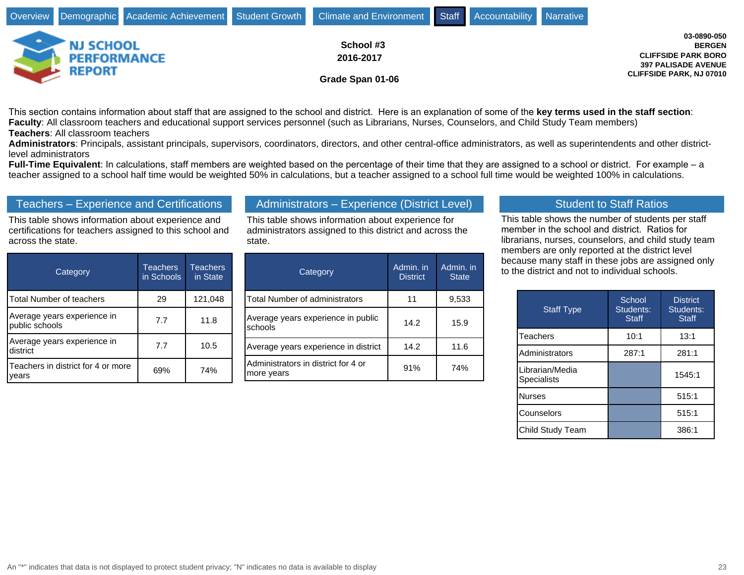Overview | Demographic | Academic Achievement | Student Growth | Climate and Environment | Staff | Accountability | Narrative

**NJ SCHOOL PERFORMANCE REPORT**

**School #3**
**2016-2017**

**Grade Span 01-06**

**03-0890-050**
**BERGEN**
**CLIFFSIDE PARK BORO**
**397 PALISADE AVENUE**
**CLIFFSIDE PARK, NJ 07010**

This section contains information about staff that are assigned to the school and district. Here is an explanation of some of the **key terms used in the staff section**:
**Faculty**: All classroom teachers and educational support services personnel (such as Librarians, Nurses, Counselors, and Child Study Team members)
**Teachers**: All classroom teachers
**Administrators**: Principals, assistant principals, supervisors, coordinators, directors, and other central-office administrators, as well as superintendents and other district-level administrators
**Full-Time Equivalent**: In calculations, staff members are weighted based on the percentage of their time that they are assigned to a school or district. For example – a teacher assigned to a school half time would be weighted 50% in calculations, but a teacher assigned to a school full time would be weighted 100% in calculations.

## Teachers – Experience and Certifications

This table shows information about experience and certifications for teachers assigned to this school and across the state.

| Category | Teachers in Schools | Teachers in State |
|---|---|---|
| Total Number of teachers | 29 | 121,048 |
| Average years experience in public schools | 7.7 | 11.8 |
| Average years experience in district | 7.7 | 10.5 |
| Teachers in district for 4 or more years | 69% | 74% |

## Administrators – Experience (District Level)

This table shows information about experience for administrators assigned to this district and across the state.

| Category | Admin. in District | Admin. in State |
|---|---|---|
| Total Number of administrators | 11 | 9,533 |
| Average years experience in public schools | 14.2 | 15.9 |
| Average years experience in district | 14.2 | 11.6 |
| Administrators in district for 4 or more years | 91% | 74% |

## Student to Staff Ratios

This table shows the number of students per staff member in the school and district. Ratios for librarians, nurses, counselors, and child study team members are only reported at the district level because many staff in these jobs are assigned only to the district and not to individual schools.

| Staff Type | School Students: Staff | District Students: Staff |
|---|---|---|
| Teachers | 10:1 | 13:1 |
| Administrators | 287:1 | 281:1 |
| Librarian/Media Specialists | | 1545:1 |
| Nurses | | 515:1 |
| Counselors | | 515:1 |
| Child Study Team | | 386:1 |

An "*" indicates that data is not displayed to protect student privacy; "N" indicates no data is available to display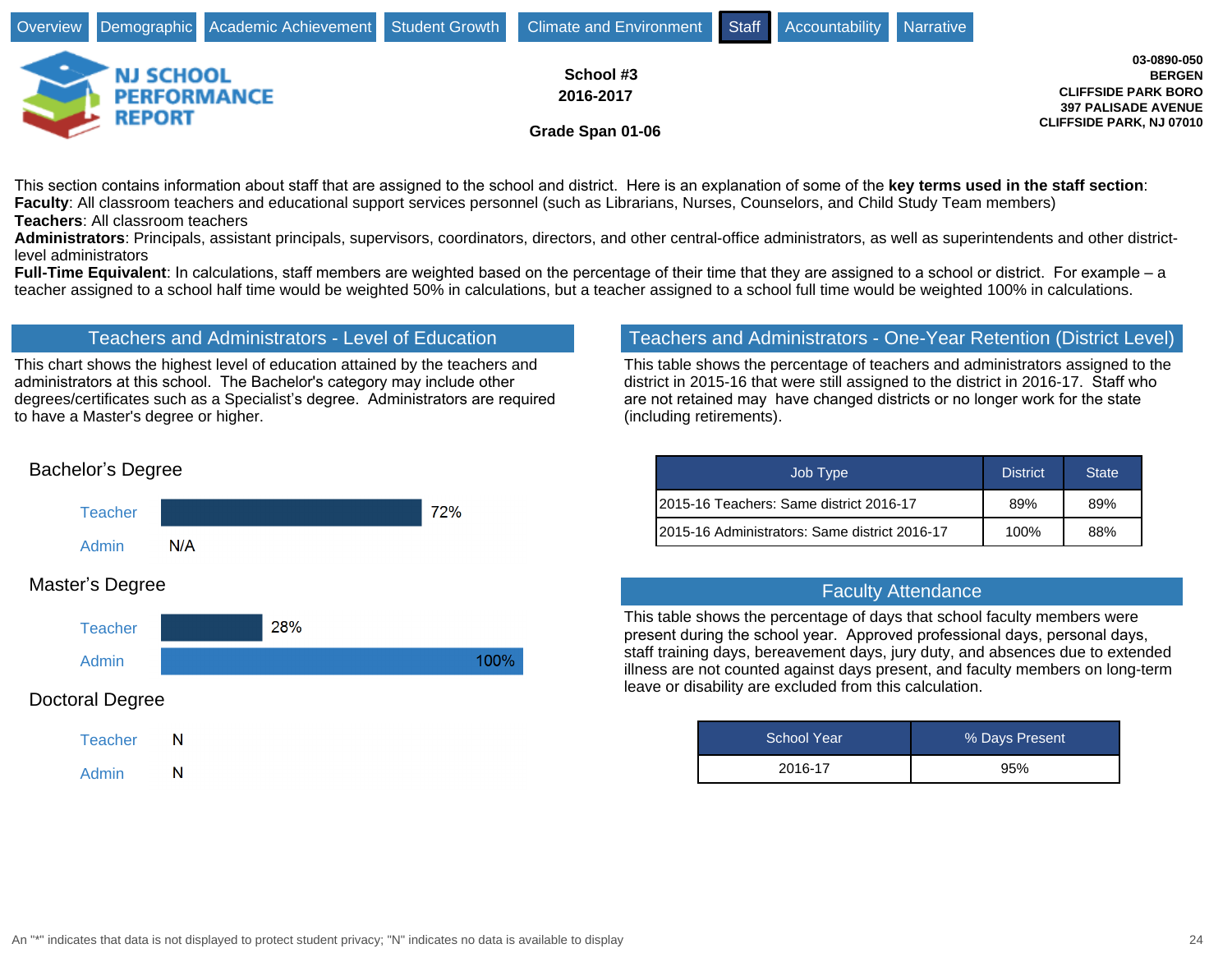Overview | Demographic | Academic Achievement | Student Growth | Climate and Environment | Staff | Accountability | Narrative

# NJ SCHOOL PERFORMANCE REPORT

**School #3**
**2016-2017**
**Grade Span 01-06**

**03-0890-050**
**BERGEN**
**CLIFFSIDE PARK BORO**
**397 PALISADE AVENUE**
**CLIFFSIDE PARK, NJ 07010**

This section contains information about staff that are assigned to the school and district. Here is an explanation of some of the **key terms used in the staff section**:
**Faculty**: All classroom teachers and educational support services personnel (such as Librarians, Nurses, Counselors, and Child Study Team members)
**Teachers**: All classroom teachers
**Administrators**: Principals, assistant principals, supervisors, coordinators, directors, and other central-office administrators, as well as superintendents and other district-level administrators
**Full-Time Equivalent**: In calculations, staff members are weighted based on the percentage of their time that they are assigned to a school or district. For example – a teacher assigned to a school half time would be weighted 50% in calculations, but a teacher assigned to a school full time would be weighted 100% in calculations.

## Teachers and Administrators - Level of Education

This chart shows the highest level of education attained by the teachers and administrators at this school. The Bachelor's category may include other degrees/certificates such as a Specialist's degree. Administrators are required to have a Master's degree or higher.

### Bachelor's Degree

| | |
|---|---|
| Teacher | 72% |
| Admin | N/A |

### Master's Degree

| | |
|---|---|
| Teacher | 28% |
| Admin | 100% |

### Doctoral Degree

| | |
|---|---|
| Teacher | N |
| Admin | N |

## Teachers and Administrators - One-Year Retention (District Level)

This table shows the percentage of teachers and administrators assigned to the district in 2015-16 that were still assigned to the district in 2016-17. Staff who are not retained may have changed districts or no longer work for the state (including retirements).

| Job Type | District | State |
|---|---|---|
| 2015-16 Teachers: Same district 2016-17 | 89% | 89% |
| 2015-16 Administrators: Same district 2016-17 | 100% | 88% |

## Faculty Attendance

This table shows the percentage of days that school faculty members were present during the school year. Approved professional days, personal days, staff training days, bereavement days, jury duty, and absences due to extended illness are not counted against days present, and faculty members on long-term leave or disability are excluded from this calculation.

| School Year | % Days Present |
|---|---|
| 2016-17 | 95% |

An "*" indicates that data is not displayed to protect student privacy; "N" indicates no data is available to display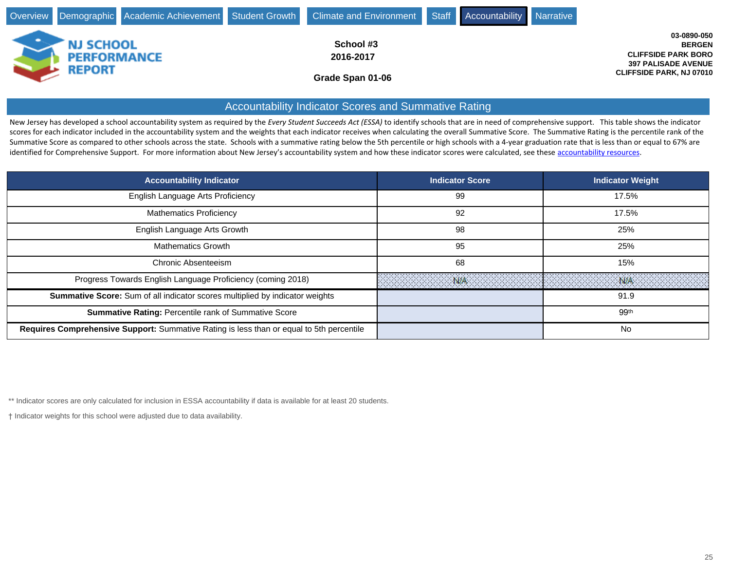Overview | Demographic | Academic Achievement | Student Growth | Climate and Environment | Staff | Accountability | Narrative

NJ SCHOOL PERFORMANCE REPORT

**School #3**
**2016-2017**

**Grade Span 01-06**

**03-0890-050**
**BERGEN**
**CLIFFSIDE PARK BORO**
**397 PALISADE AVENUE**
**CLIFFSIDE PARK, NJ 07010**

## Accountability Indicator Scores and Summative Rating

New Jersey has developed a school accountability system as required by the *Every Student Succeeds Act (ESSA)* to identify schools that are in need of comprehensive support. This table shows the indicator scores for each indicator included in the accountability system and the weights that each indicator receives when calculating the overall Summative Score. The Summative Rating is the percentile rank of the Summative Score as compared to other schools across the state. Schools with a summative rating below the 5th percentile or high schools with a 4-year graduation rate that is less than or equal to 67% are identified for Comprehensive Support. For more information about New Jersey's accountability system and how these indicator scores were calculated, see these accountability resources.

| Accountability Indicator | Indicator Score | Indicator Weight |
|---|---|---|
| English Language Arts Proficiency | 99 | 17.5% |
| Mathematics Proficiency | 92 | 17.5% |
| English Language Arts Growth | 98 | 25% |
| Mathematics Growth | 95 | 25% |
| Chronic Absenteeism | 68 | 15% |
| Progress Towards English Language Proficiency (coming 2018) | N/A | N/A |
| **Summative Score:** Sum of all indicator scores multiplied by indicator weights | | 91.9 |
| **Summative Rating:** Percentile rank of Summative Score | | 99th |
| **Requires Comprehensive Support:** Summative Rating is less than or equal to 5th percentile | | No |

** Indicator scores are only calculated for inclusion in ESSA accountability if data is available for at least 20 students.

† Indicator weights for this school were adjusted due to data availability.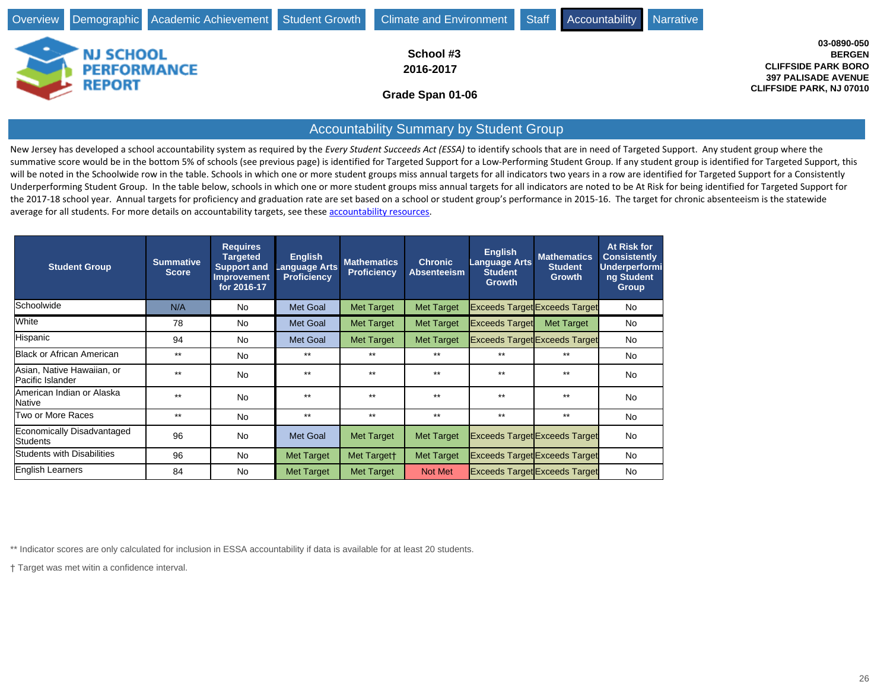Overview | Demographic | Academic Achievement | Student Growth | Climate and Environment | Staff | Accountability | Narrative

NJ SCHOOL PERFORMANCE REPORT

**School #3**
**2016-2017**

**Grade Span 01-06**

**03-0890-050**
**BERGEN**
**CLIFFSIDE PARK BORO**
**397 PALISADE AVENUE**
**CLIFFSIDE PARK, NJ 07010**

## Accountability Summary by Student Group

New Jersey has developed a school accountability system as required by the *Every Student Succeeds Act (ESSA)* to identify schools that are in need of Targeted Support. Any student group where the summative score would be in the bottom 5% of schools (see previous page) is identified for Targeted Support for a Low-Performing Student Group. If any student group is identified for Targeted Support, this will be noted in the Schoolwide row in the table. Schools in which one or more student groups miss annual targets for all indicators two years in a row are identified for Targeted Support for a Consistently Underperforming Student Group. In the table below, schools in which one or more student groups miss annual targets for all indicators are noted to be At Risk for being identified for Targeted Support for the 2017-18 school year. Annual targets for proficiency and graduation rate are set based on a school or student group's performance in 2015-16. The target for chronic absenteeism is the statewide average for all students. For more details on accountability targets, see these accountability resources.

| Student Group | Summative Score | Requires Targeted Support and Improvement for 2016-17 | English Language Arts Proficiency | Mathematics Proficiency | Chronic Absenteeism | English Language Arts Student Growth | Mathematics Student Growth | At Risk for Consistently Underperforming Student Group |
|---|---|---|---|---|---|---|---|---|
| Schoolwide | N/A | No | Met Goal | Met Target | Met Target | Exceeds Target | Exceeds Target | No |
| White | 78 | No | Met Goal | Met Target | Met Target | Exceeds Target | Met Target | No |
| Hispanic | 94 | No | Met Goal | Met Target | Met Target | Exceeds Target | Exceeds Target | No |
| Black or African American | ** | No | ** | ** | ** | ** | ** | No |
| Asian, Native Hawaiian, or Pacific Islander | ** | No | ** | ** | ** | ** | ** | No |
| American Indian or Alaska Native | ** | No | ** | ** | ** | ** | ** | No |
| Two or More Races | ** | No | ** | ** | ** | ** | ** | No |
| Economically Disadvantaged Students | 96 | No | Met Goal | Met Target | Met Target | Exceeds Target | Exceeds Target | No |
| Students with Disabilities | 96 | No | Met Target | Met Target† | Met Target | Exceeds Target | Exceeds Target | No |
| English Learners | 84 | No | Met Target | Met Target | Not Met | Exceeds Target | Exceeds Target | No |

** Indicator scores are only calculated for inclusion in ESSA accountability if data is available for at least 20 students.

† Target was met witin a confidence interval.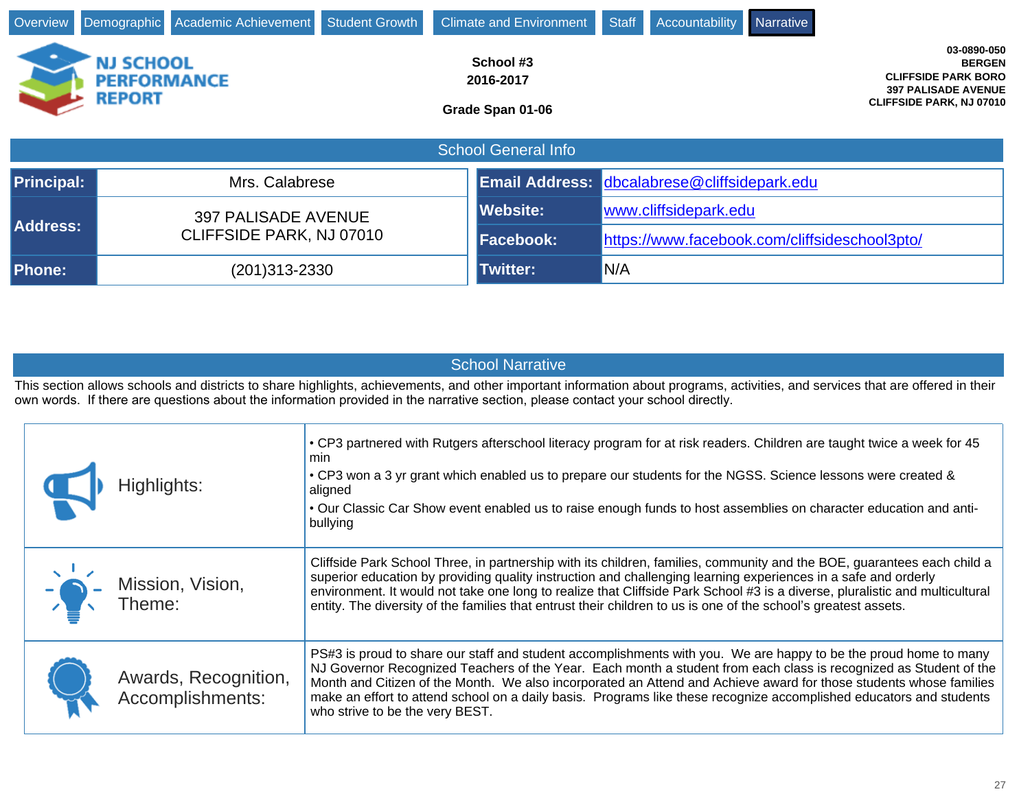Overview | Demographic | Academic Achievement | Student Growth | Climate and Environment | Staff | Accountability | Narrative

**NJ SCHOOL PERFORMANCE REPORT**

**School #3**
**2016-2017**

**Grade Span 01-06**

**03-0890-050**
**BERGEN**
**CLIFFSIDE PARK BORO**
**397 PALISADE AVENUE**
**CLIFFSIDE PARK, NJ 07010**

## School General Info

| | |
|---|---|
| **Principal:** | Mrs. Calabrese |
| **Address:** | 397 PALISADE AVENUE<br>CLIFFSIDE PARK, NJ 07010 |
| **Phone:** | (201)313-2330 |

| | |
|---|---|
| **Email Address:** | dbcalabrese@cliffsidepark.edu |
| **Website:** | www.cliffsidepark.edu |
| **Facebook:** | https://www.facebook.com/cliffsideschool3pto/ |
| **Twitter:** | N/A |

## School Narrative

This section allows schools and districts to share highlights, achievements, and other important information about programs, activities, and services that are offered in their own words. If there are questions about the information provided in the narrative section, please contact your school directly.

| | |
|---|---|
| Highlights: | • CP3 partnered with Rutgers afterschool literacy program for at risk readers. Children are taught twice a week for 45 min<br>• CP3 won a 3 yr grant which enabled us to prepare our students for the NGSS. Science lessons were created & aligned<br>• Our Classic Car Show event enabled us to raise enough funds to host assemblies on character education and anti-bullying |
| Mission, Vision, Theme: | Cliffside Park School Three, in partnership with its children, families, community and the BOE, guarantees each child a superior education by providing quality instruction and challenging learning experiences in a safe and orderly environment. It would not take one long to realize that Cliffside Park School #3 is a diverse, pluralistic and multicultural entity. The diversity of the families that entrust their children to us is one of the school's greatest assets. |
| Awards, Recognition, Accomplishments: | PS#3 is proud to share our staff and student accomplishments with you. We are happy to be the proud home to many NJ Governor Recognized Teachers of the Year. Each month a student from each class is recognized as Student of the Month and Citizen of the Month. We also incorporated an Attend and Achieve award for those students whose families make an effort to attend school on a daily basis. Programs like these recognize accomplished educators and students who strive to be the very BEST. |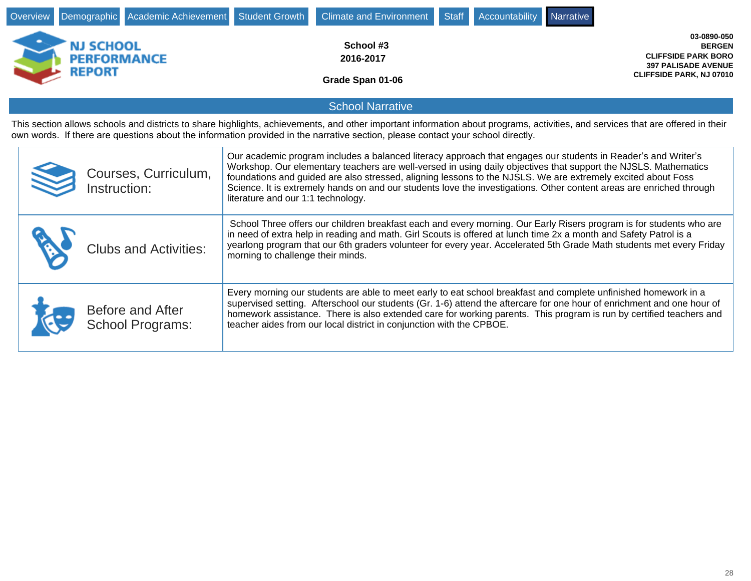Overview | Demographic | Academic Achievement | Student Growth | Climate and Environment | Staff | Accountability | Narrative

NJ SCHOOL PERFORMANCE REPORT

**School #3**
**2016-2017**

**Grade Span 01-06**

**03-0890-050**
**BERGEN**
**CLIFFSIDE PARK BORO**
**397 PALISADE AVENUE**
**CLIFFSIDE PARK, NJ 07010**

## School Narrative

This section allows schools and districts to share highlights, achievements, and other important information about programs, activities, and services that are offered in their own words. If there are questions about the information provided in the narrative section, please contact your school directly.

| | |
|---|---|
| Courses, Curriculum, Instruction: | Our academic program includes a balanced literacy approach that engages our students in Reader's and Writer's Workshop. Our elementary teachers are well-versed in using daily objectives that support the NJSLS. Mathematics foundations and guided are also stressed, aligning lessons to the NJSLS. We are extremely excited about Foss Science. It is extremely hands on and our students love the investigations. Other content areas are enriched through literature and our 1:1 technology. |
| Clubs and Activities: | School Three offers our children breakfast each and every morning. Our Early Risers program is for students who are in need of extra help in reading and math. Girl Scouts is offered at lunch time 2x a month and Safety Patrol is a yearlong program that our 6th graders volunteer for every year. Accelerated 5th Grade Math students met every Friday morning to challenge their minds. |
| Before and After School Programs: | Every morning our students are able to meet early to eat school breakfast and complete unfinished homework in a supervised setting. Afterschool our students (Gr. 1-6) attend the aftercare for one hour of enrichment and one hour of homework assistance. There is also extended care for working parents. This program is run by certified teachers and teacher aides from our local district in conjunction with the CPBOE. |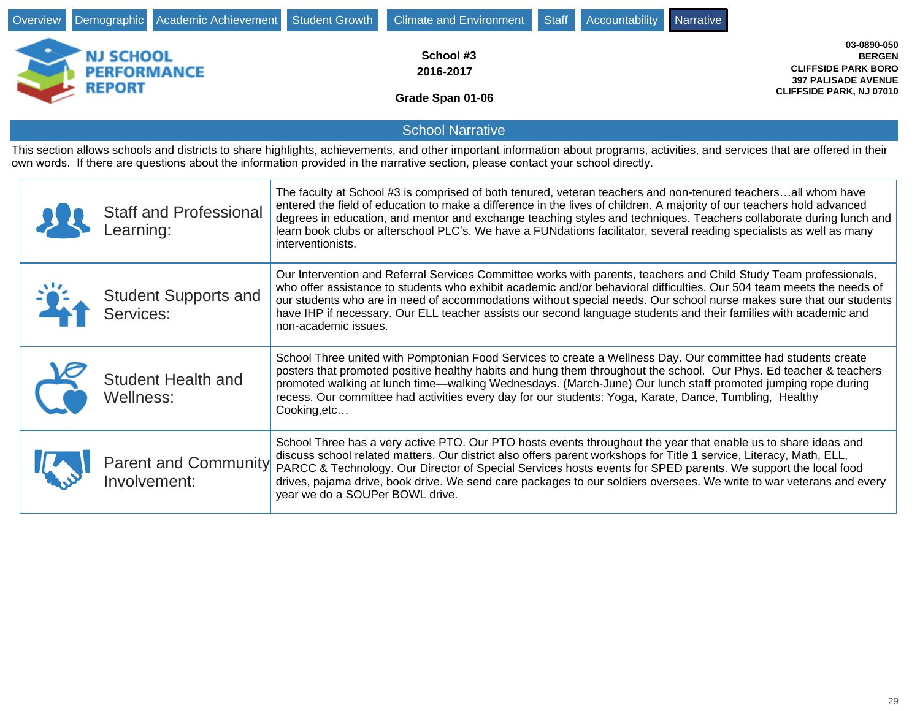Overview | Demographic | Academic Achievement | Student Growth | Climate and Environment | Staff | Accountability | Narrative

# NJ SCHOOL PERFORMANCE REPORT

**School #3**
**2016-2017**

**Grade Span 01-06**

**03-0890-050**
**BERGEN**
**CLIFFSIDE PARK BORO**
**397 PALISADE AVENUE**
**CLIFFSIDE PARK, NJ 07010**

## School Narrative

This section allows schools and districts to share highlights, achievements, and other important information about programs, activities, and services that are offered in their own words. If there are questions about the information provided in the narrative section, please contact your school directly.

| | |
|---|---|
| Staff and Professional Learning: | The faculty at School #3 is comprised of both tenured, veteran teachers and non-tenured teachers…all whom have entered the field of education to make a difference in the lives of children. A majority of our teachers hold advanced degrees in education, and mentor and exchange teaching styles and techniques. Teachers collaborate during lunch and learn book clubs or afterschool PLC's. We have a FUNdations facilitator, several reading specialists as well as many interventionists. |
| Student Supports and Services: | Our Intervention and Referral Services Committee works with parents, teachers and Child Study Team professionals, who offer assistance to students who exhibit academic and/or behavioral difficulties. Our 504 team meets the needs of our students who are in need of accommodations without special needs. Our school nurse makes sure that our students have IHP if necessary. Our ELL teacher assists our second language students and their families with academic and non-academic issues. |
| Student Health and Wellness: | School Three united with Pomptonian Food Services to create a Wellness Day. Our committee had students create posters that promoted positive healthy habits and hung them throughout the school. Our Phys. Ed teacher & teachers promoted walking at lunch time—walking Wednesdays. (March-June) Our lunch staff promoted jumping rope during recess. Our committee had activities every day for our students: Yoga, Karate, Dance, Tumbling, Healthy Cooking,etc… |
| Parent and Community Involvement: | School Three has a very active PTO. Our PTO hosts events throughout the year that enable us to share ideas and discuss school related matters. Our district also offers parent workshops for Title 1 service, Literacy, Math, ELL, PARCC & Technology. Our Director of Special Services hosts events for SPED parents. We support the local food drives, pajama drive, book drive. We send care packages to our soldiers oversees. We write to war veterans and every year we do a SOUPer BOWL drive. |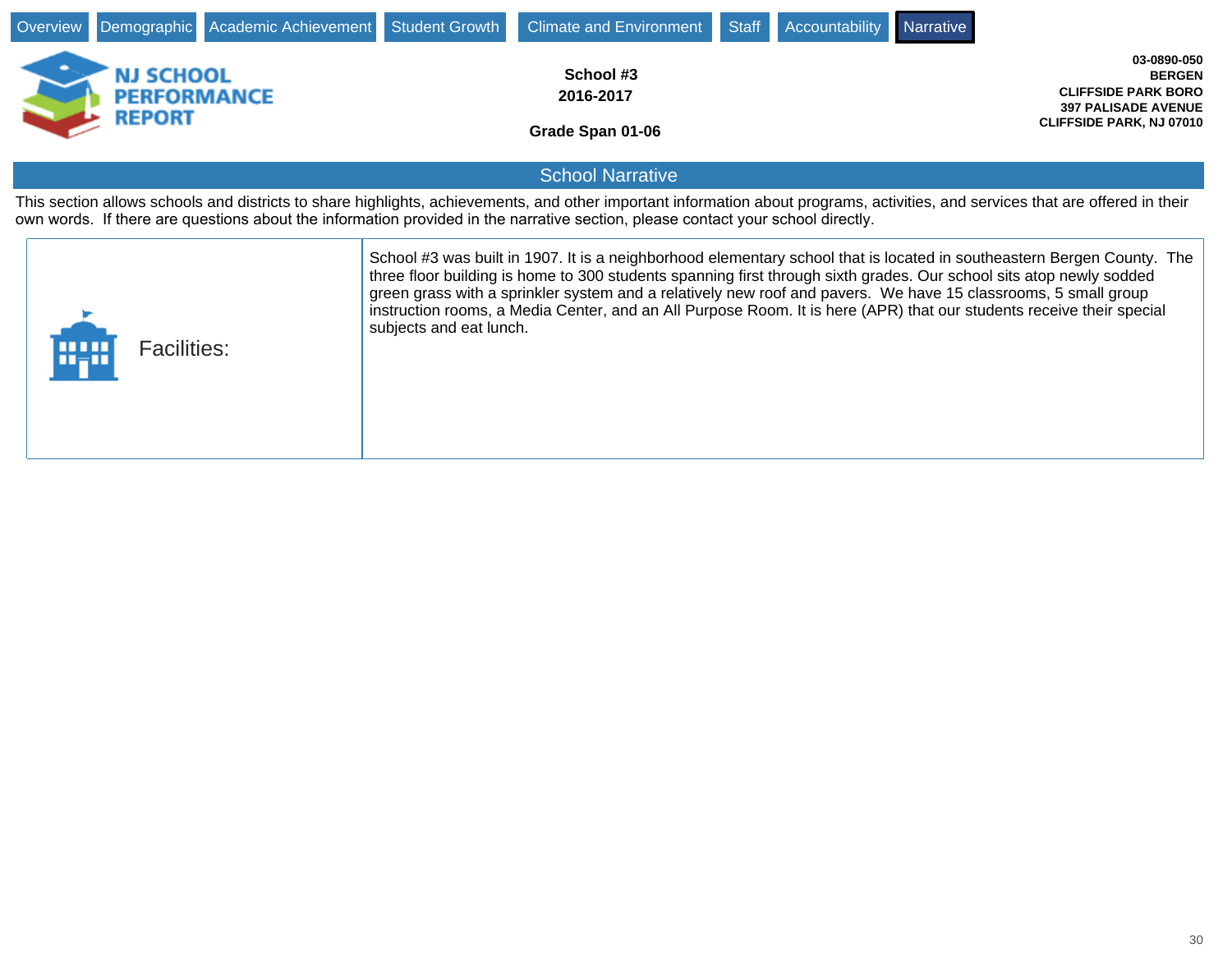Overview | Demographic | Academic Achievement | Student Growth | Climate and Environment | Staff | Accountability | Narrative

# NJ SCHOOL PERFORMANCE REPORT

**School #3**
**2016-2017**

**Grade Span 01-06**

**03-0890-050**
**BERGEN**
**CLIFFSIDE PARK BORO**
**397 PALISADE AVENUE**
**CLIFFSIDE PARK, NJ 07010**

## School Narrative

This section allows schools and districts to share highlights, achievements, and other important information about programs, activities, and services that are offered in their own words. If there are questions about the information provided in the narrative section, please contact your school directly.

| | |
|---|---|
| Facilities: | School #3 was built in 1907. It is a neighborhood elementary school that is located in southeastern Bergen County. The three floor building is home to 300 students spanning first through sixth grades. Our school sits atop newly sodded green grass with a sprinkler system and a relatively new roof and pavers. We have 15 classrooms, 5 small group instruction rooms, a Media Center, and an All Purpose Room. It is here (APR) that our students receive their special subjects and eat lunch. |